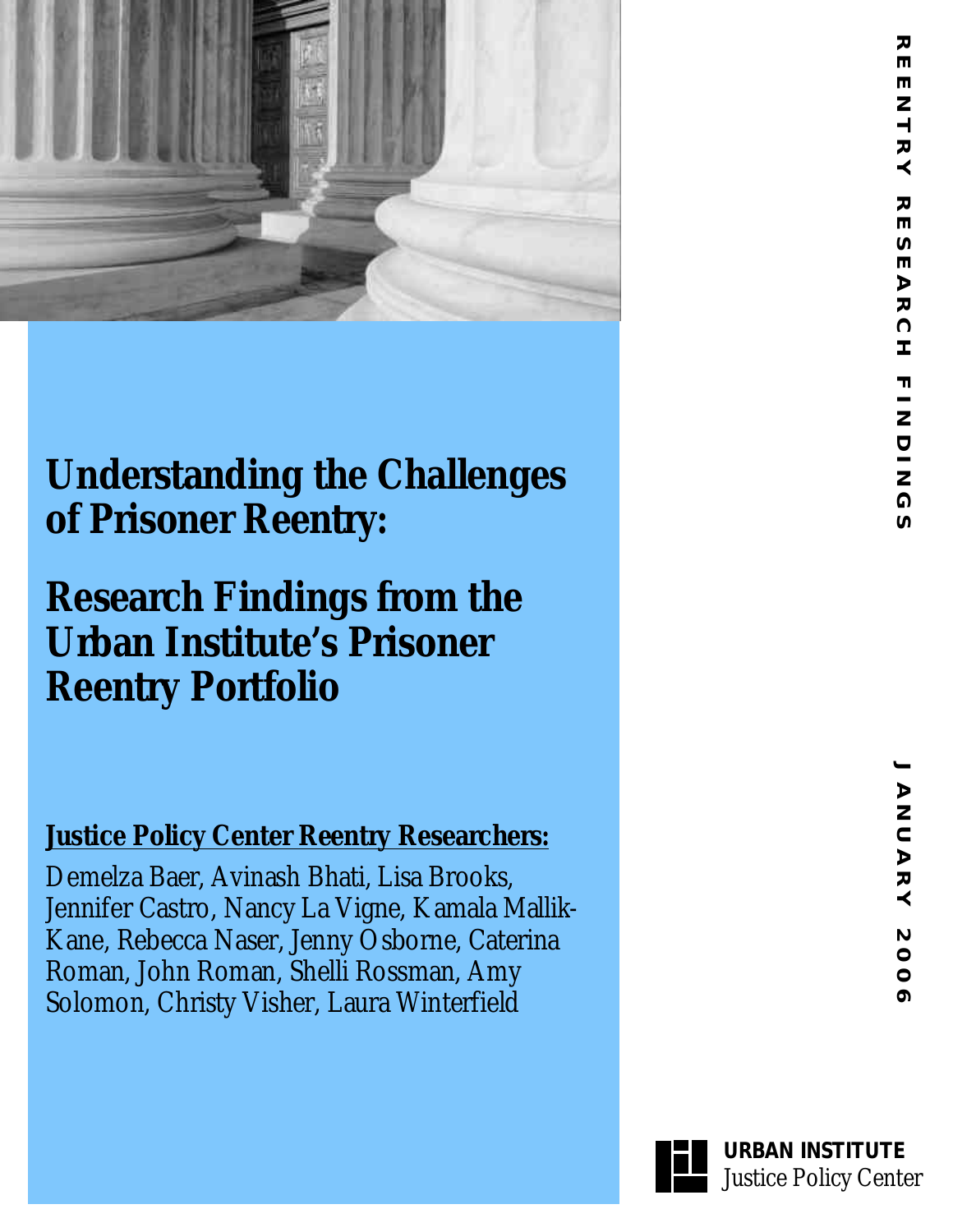REENTRY RESEARCH FINDINGS

# Understanding the Challenges of Prisoner Reentry:

# Research Findings from the Urban Institute's Prisoner Reentry Portfolio

**Justice Policy Center Reentry Researchers:**

Demelza Baer, Avinash Bhati, Lisa Brooks, Jennifer Castro, Nancy La Vigne, Kamala Mallik-Kane, Rebecca Naser, Jenny Osborne, Caterina Roman, John Roman, Shelli Rossman, Amy Solomon, Christy Visher, Laura Winterfield

JANUARY 2006

URBAN INSTITUTE
Justice Policy Center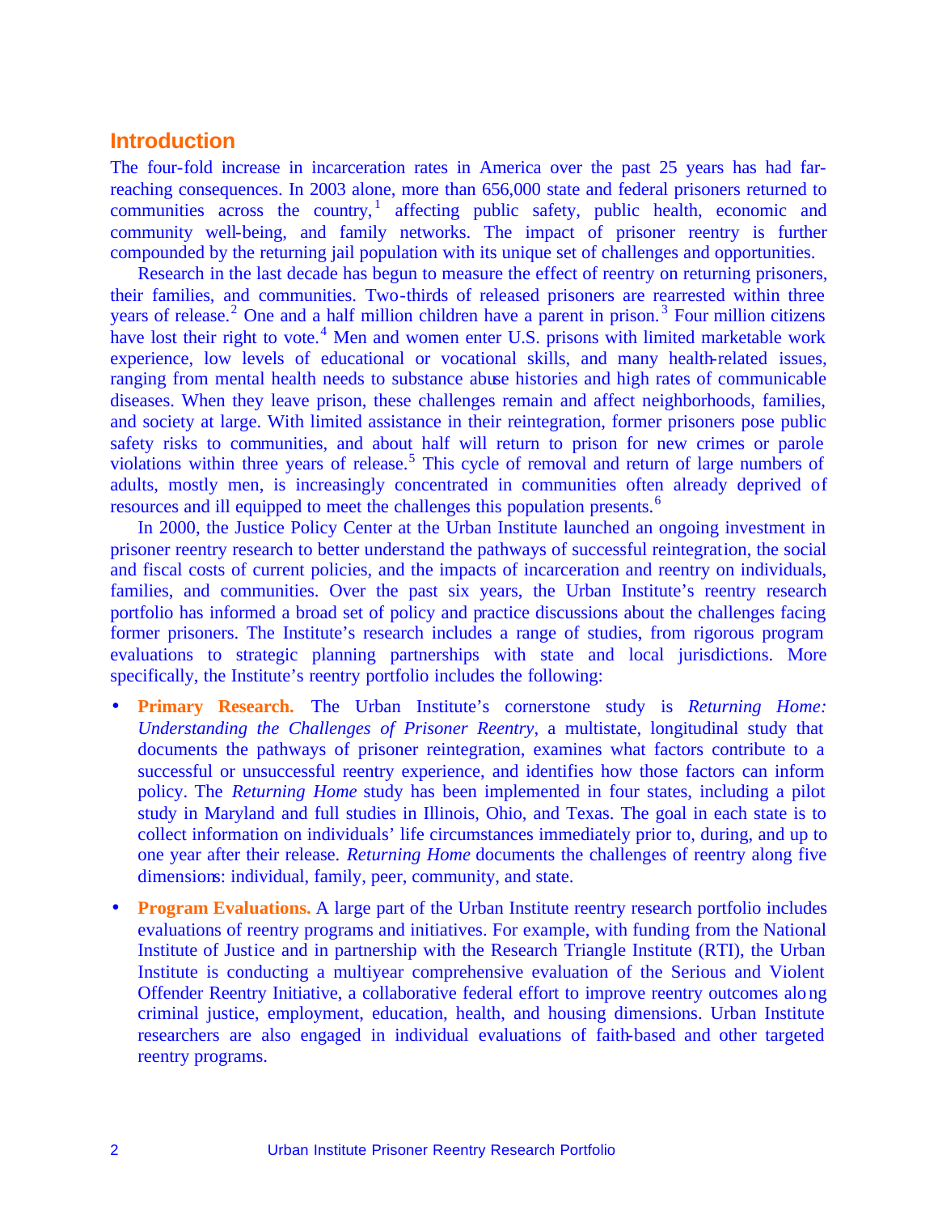## Introduction

The four-fold increase in incarceration rates in America over the past 25 years has had far-reaching consequences. In 2003 alone, more than 656,000 state and federal prisoners returned to communities across the country,[1] affecting public safety, public health, economic and community well-being, and family networks. The impact of prisoner reentry is further compounded by the returning jail population with its unique set of challenges and opportunities.

Research in the last decade has begun to measure the effect of reentry on returning prisoners, their families, and communities. Two-thirds of released prisoners are rearrested within three years of release.[2] One and a half million children have a parent in prison.[3] Four million citizens have lost their right to vote.[4] Men and women enter U.S. prisons with limited marketable work experience, low levels of educational or vocational skills, and many health-related issues, ranging from mental health needs to substance abuse histories and high rates of communicable diseases. When they leave prison, these challenges remain and affect neighborhoods, families, and society at large. With limited assistance in their reintegration, former prisoners pose public safety risks to communities, and about half will return to prison for new crimes or parole violations within three years of release.[5] This cycle of removal and return of large numbers of adults, mostly men, is increasingly concentrated in communities often already deprived of resources and ill equipped to meet the challenges this population presents.[6]

In 2000, the Justice Policy Center at the Urban Institute launched an ongoing investment in prisoner reentry research to better understand the pathways of successful reintegration, the social and fiscal costs of current policies, and the impacts of incarceration and reentry on individuals, families, and communities. Over the past six years, the Urban Institute's reentry research portfolio has informed a broad set of policy and practice discussions about the challenges facing former prisoners. The Institute's research includes a range of studies, from rigorous program evaluations to strategic planning partnerships with state and local jurisdictions. More specifically, the Institute's reentry portfolio includes the following:

- **Primary Research.** The Urban Institute's cornerstone study is *Returning Home: Understanding the Challenges of Prisoner Reentry*, a multistate, longitudinal study that documents the pathways of prisoner reintegration, examines what factors contribute to a successful or unsuccessful reentry experience, and identifies how those factors can inform policy. The *Returning Home* study has been implemented in four states, including a pilot study in Maryland and full studies in Illinois, Ohio, and Texas. The goal in each state is to collect information on individuals' life circumstances immediately prior to, during, and up to one year after their release. *Returning Home* documents the challenges of reentry along five dimensions: individual, family, peer, community, and state.
- **Program Evaluations.** A large part of the Urban Institute reentry research portfolio includes evaluations of reentry programs and initiatives. For example, with funding from the National Institute of Justice and in partnership with the Research Triangle Institute (RTI), the Urban Institute is conducting a multiyear comprehensive evaluation of the Serious and Violent Offender Reentry Initiative, a collaborative federal effort to improve reentry outcomes along criminal justice, employment, education, health, and housing dimensions. Urban Institute researchers are also engaged in individual evaluations of faith-based and other targeted reentry programs.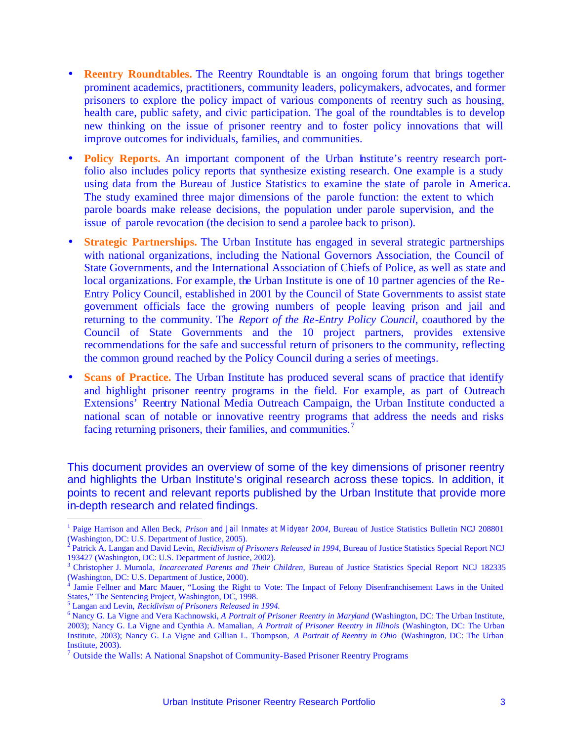- **Reentry Roundtables.** The Reentry Roundtable is an ongoing forum that brings together prominent academics, practitioners, community leaders, policymakers, advocates, and former prisoners to explore the policy impact of various components of reentry such as housing, health care, public safety, and civic participation. The goal of the roundtables is to develop new thinking on the issue of prisoner reentry and to foster policy innovations that will improve outcomes for individuals, families, and communities.

- **Policy Reports.** An important component of the Urban Institute's reentry research portfolio also includes policy reports that synthesize existing research. One example is a study using data from the Bureau of Justice Statistics to examine the state of parole in America. The study examined three major dimensions of the parole function: the extent to which parole boards make release decisions, the population under parole supervision, and the issue of parole revocation (the decision to send a parolee back to prison).

- **Strategic Partnerships.** The Urban Institute has engaged in several strategic partnerships with national organizations, including the National Governors Association, the Council of State Governments, and the International Association of Chiefs of Police, as well as state and local organizations. For example, the Urban Institute is one of 10 partner agencies of the Re-Entry Policy Council, established in 2001 by the Council of State Governments to assist state government officials face the growing numbers of people leaving prison and jail and returning to the community. The *Report of the Re-Entry Policy Council*, coauthored by the Council of State Governments and the 10 project partners, provides extensive recommendations for the safe and successful return of prisoners to the community, reflecting the common ground reached by the Policy Council during a series of meetings.

- **Scans of Practice.** The Urban Institute has produced several scans of practice that identify and highlight prisoner reentry programs in the field. For example, as part of Outreach Extensions' Reentry National Media Outreach Campaign, the Urban Institute conducted a national scan of notable or innovative reentry programs that address the needs and risks facing returning prisoners, their families, and communities.[7]

This document provides an overview of some of the key dimensions of prisoner reentry and highlights the Urban Institute's original research across these topics. In addition, it points to recent and relevant reports published by the Urban Institute that provide more in-depth research and related findings.

---

[1] Paige Harrison and Allen Beck, *Prison and Jail Inmates at Midyear 2004*, Bureau of Justice Statistics Bulletin NCJ 208801 (Washington, DC: U.S. Department of Justice, 2005).

[2] Patrick A. Langan and David Levin, *Recidivism of Prisoners Released in 1994*, Bureau of Justice Statistics Special Report NCJ 193427 (Washington, DC: U.S. Department of Justice, 2002).

[3] Christopher J. Mumola, *Incarcerated Parents and Their Children,* Bureau of Justice Statistics Special Report NCJ 182335 (Washington, DC: U.S. Department of Justice, 2000).

[4] Jamie Fellner and Marc Mauer, "Losing the Right to Vote: The Impact of Felony Disenfranchisement Laws in the United States," The Sentencing Project, Washington, DC, 1998.

[5] Langan and Levin, *Recidivism of Prisoners Released in 1994.*

[6] Nancy G. La Vigne and Vera Kachnowski, *A Portrait of Prisoner Reentry in Maryland* (Washington, DC: The Urban Institute, 2003); Nancy G. La Vigne and Cynthia A. Mamalian, *A Portrait of Prisoner Reentry in Illinois* (Washington, DC: The Urban Institute, 2003); Nancy G. La Vigne and Gillian L. Thompson, *A Portrait of Reentry in Ohio* (Washington, DC: The Urban Institute, 2003).

[7] Outside the Walls: A National Snapshot of Community-Based Prisoner Reentry Programs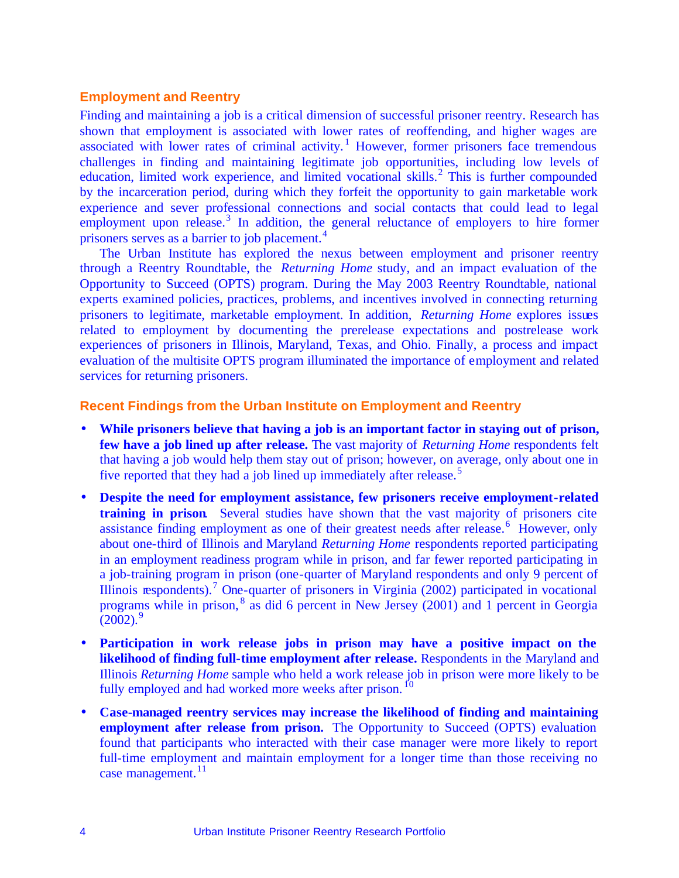## Employment and Reentry

Finding and maintaining a job is a critical dimension of successful prisoner reentry. Research has shown that employment is associated with lower rates of reoffending, and higher wages are associated with lower rates of criminal activity.[1] However, former prisoners face tremendous challenges in finding and maintaining legitimate job opportunities, including low levels of education, limited work experience, and limited vocational skills.[2] This is further compounded by the incarceration period, during which they forfeit the opportunity to gain marketable work experience and sever professional connections and social contacts that could lead to legal employment upon release.[3] In addition, the general reluctance of employers to hire former prisoners serves as a barrier to job placement.[4]

The Urban Institute has explored the nexus between employment and prisoner reentry through a Reentry Roundtable, the *Returning Home* study, and an impact evaluation of the Opportunity to Succeed (OPTS) program. During the May 2003 Reentry Roundtable, national experts examined policies, practices, problems, and incentives involved in connecting returning prisoners to legitimate, marketable employment. In addition, *Returning Home* explores issues related to employment by documenting the prerelease expectations and postrelease work experiences of prisoners in Illinois, Maryland, Texas, and Ohio. Finally, a process and impact evaluation of the multisite OPTS program illuminated the importance of employment and related services for returning prisoners.

## Recent Findings from the Urban Institute on Employment and Reentry

- **While prisoners believe that having a job is an important factor in staying out of prison, few have a job lined up after release.** The vast majority of *Returning Home* respondents felt that having a job would help them stay out of prison; however, on average, only about one in five reported that they had a job lined up immediately after release.[5]
- **Despite the need for employment assistance, few prisoners receive employment-related training in prison.** Several studies have shown that the vast majority of prisoners cite assistance finding employment as one of their greatest needs after release.[6] However, only about one-third of Illinois and Maryland *Returning Home* respondents reported participating in an employment readiness program while in prison, and far fewer reported participating in a job-training program in prison (one-quarter of Maryland respondents and only 9 percent of Illinois respondents).[7] One-quarter of prisoners in Virginia (2002) participated in vocational programs while in prison,[8] as did 6 percent in New Jersey (2001) and 1 percent in Georgia (2002).[9]
- **Participation in work release jobs in prison may have a positive impact on the likelihood of finding full-time employment after release.** Respondents in the Maryland and Illinois *Returning Home* sample who held a work release job in prison were more likely to be fully employed and had worked more weeks after prison.[10]
- **Case-managed reentry services may increase the likelihood of finding and maintaining employment after release from prison.** The Opportunity to Succeed (OPTS) evaluation found that participants who interacted with their case manager were more likely to report full-time employment and maintain employment for a longer time than those receiving no case management.[11]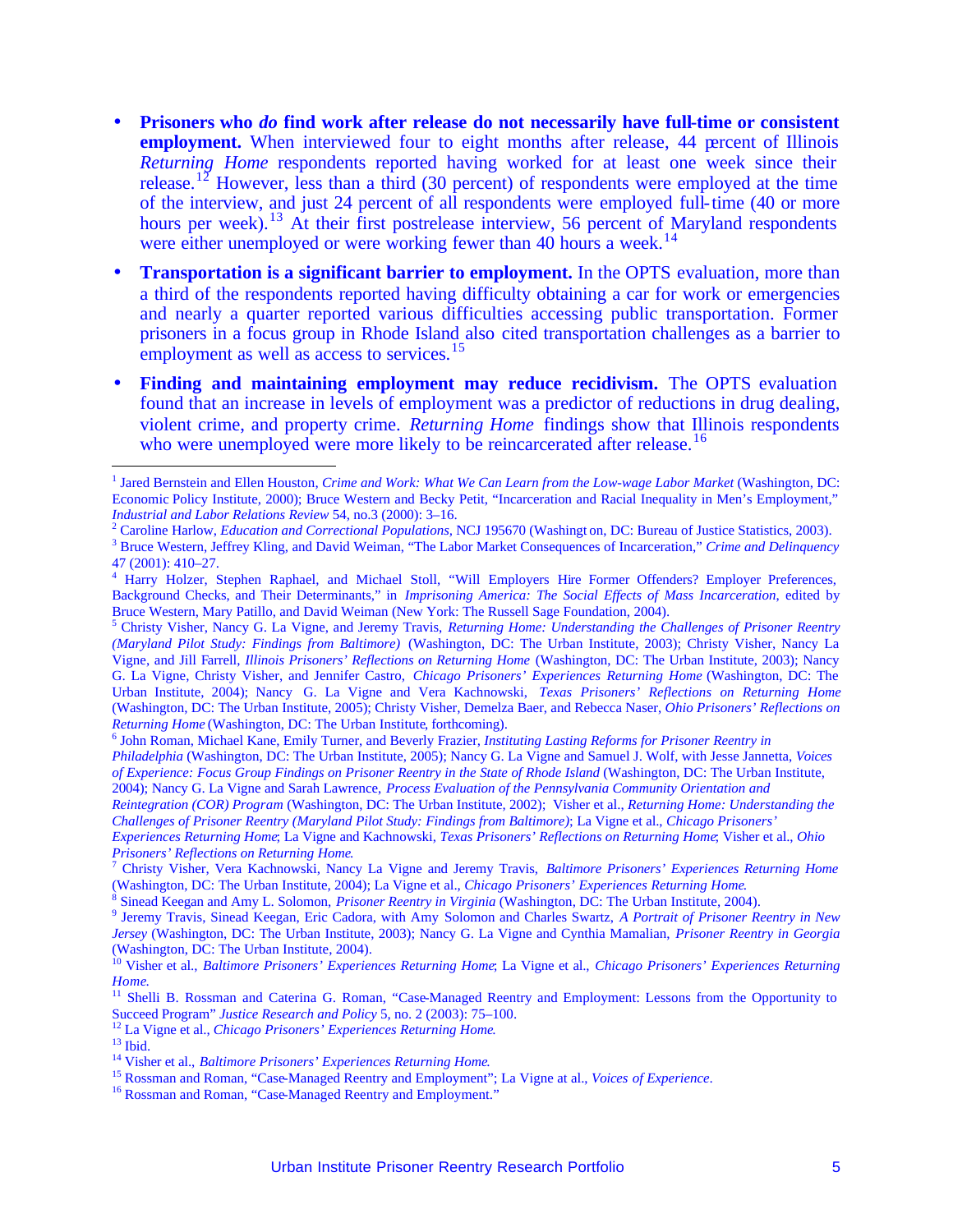- **Prisoners who *do* find work after release do not necessarily have full-time or consistent employment.** When interviewed four to eight months after release, 44 percent of Illinois *Returning Home* respondents reported having worked for at least one week since their release.[12] However, less than a third (30 percent) of respondents were employed at the time of the interview, and just 24 percent of all respondents were employed full-time (40 or more hours per week).[13] At their first postrelease interview, 56 percent of Maryland respondents were either unemployed or were working fewer than 40 hours a week.[14]

- **Transportation is a significant barrier to employment.** In the OPTS evaluation, more than a third of the respondents reported having difficulty obtaining a car for work or emergencies and nearly a quarter reported various difficulties accessing public transportation. Former prisoners in a focus group in Rhode Island also cited transportation challenges as a barrier to employment as well as access to services.[15]

- **Finding and maintaining employment may reduce recidivism.** The OPTS evaluation found that an increase in levels of employment was a predictor of reductions in drug dealing, violent crime, and property crime. *Returning Home* findings show that Illinois respondents who were unemployed were more likely to be reincarcerated after release.[16]

---

[1] Jared Bernstein and Ellen Houston, *Crime and Work: What We Can Learn from the Low-wage Labor Market* (Washington, DC: Economic Policy Institute, 2000); Bruce Western and Becky Petit, "Incarceration and Racial Inequality in Men's Employment," *Industrial and Labor Relations Review* 54, no.3 (2000): 3–16.

[2] Caroline Harlow, *Education and Correctional Populations,* NCJ 195670 (Washington, DC: Bureau of Justice Statistics, 2003).

[3] Bruce Western, Jeffrey Kling, and David Weiman, "The Labor Market Consequences of Incarceration," *Crime and Delinquency* 47 (2001): 410–27.

[4] Harry Holzer, Stephen Raphael, and Michael Stoll, "Will Employers Hire Former Offenders? Employer Preferences, Background Checks, and Their Determinants," in *Imprisoning America: The Social Effects of Mass Incarceration*, edited by Bruce Western, Mary Patillo, and David Weiman (New York: The Russell Sage Foundation, 2004).

[5] Christy Visher, Nancy G. La Vigne, and Jeremy Travis, *Returning Home: Understanding the Challenges of Prisoner Reentry (Maryland Pilot Study: Findings from Baltimore)* (Washington, DC: The Urban Institute, 2003); Christy Visher, Nancy La Vigne, and Jill Farrell, *Illinois Prisoners' Reflections on Returning Home* (Washington, DC: The Urban Institute, 2003); Nancy G. La Vigne, Christy Visher, and Jennifer Castro, *Chicago Prisoners' Experiences Returning Home* (Washington, DC: The Urban Institute, 2004); Nancy G. La Vigne and Vera Kachnowski, *Texas Prisoners' Reflections on Returning Home* (Washington, DC: The Urban Institute, 2005); Christy Visher, Demelza Baer, and Rebecca Naser, *Ohio Prisoners' Reflections on Returning Home* (Washington, DC: The Urban Institute, forthcoming).

[6] John Roman, Michael Kane, Emily Turner, and Beverly Frazier, *Instituting Lasting Reforms for Prisoner Reentry in Philadelphia* (Washington, DC: The Urban Institute, 2005); Nancy G. La Vigne and Samuel J. Wolf, with Jesse Jannetta, *Voices of Experience: Focus Group Findings on Prisoner Reentry in the State of Rhode Island* (Washington, DC: The Urban Institute, 2004); Nancy G. La Vigne and Sarah Lawrence, *Process Evaluation of the Pennsylvania Community Orientation and Reintegration (COR) Program* (Washington, DC: The Urban Institute, 2002); Visher et al., *Returning Home: Understanding the Challenges of Prisoner Reentry (Maryland Pilot Study: Findings from Baltimore)*; La Vigne et al., *Chicago Prisoners' Experiences Returning Home*; La Vigne and Kachnowski, *Texas Prisoners' Reflections on Returning Home*; Visher et al., *Ohio Prisoners' Reflections on Returning Home.*

[7] Christy Visher, Vera Kachnowski, Nancy La Vigne and Jeremy Travis, *Baltimore Prisoners' Experiences Returning Home* (Washington, DC: The Urban Institute, 2004); La Vigne et al., *Chicago Prisoners' Experiences Returning Home.*

[8] Sinead Keegan and Amy L. Solomon, *Prisoner Reentry in Virginia* (Washington, DC: The Urban Institute, 2004).

[9] Jeremy Travis, Sinead Keegan, Eric Cadora, with Amy Solomon and Charles Swartz, *A Portrait of Prisoner Reentry in New Jersey* (Washington, DC: The Urban Institute, 2003); Nancy G. La Vigne and Cynthia Mamalian, *Prisoner Reentry in Georgia* (Washington, DC: The Urban Institute, 2004).

[10] Visher et al., *Baltimore Prisoners' Experiences Returning Home*; La Vigne et al., *Chicago Prisoners' Experiences Returning Home.*

[11] Shelli B. Rossman and Caterina G. Roman, "Case-Managed Reentry and Employment: Lessons from the Opportunity to Succeed Program" *Justice Research and Policy* 5, no. 2 (2003): 75–100.

[12] La Vigne et al., *Chicago Prisoners' Experiences Returning Home.*

[13] Ibid.

[14] Visher et al., *Baltimore Prisoners' Experiences Returning Home.*

[15] Rossman and Roman, "Case-Managed Reentry and Employment"; La Vigne at al., *Voices of Experience.*

[16] Rossman and Roman, "Case-Managed Reentry and Employment."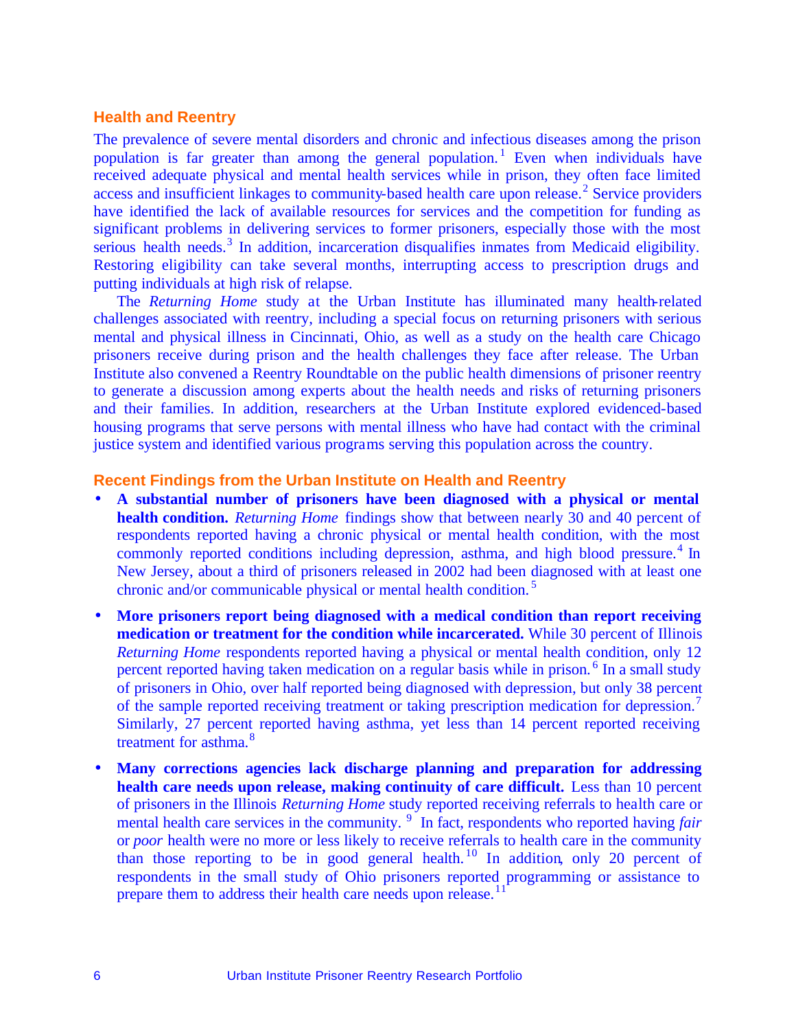## Health and Reentry

The prevalence of severe mental disorders and chronic and infectious diseases among the prison population is far greater than among the general population.[1] Even when individuals have received adequate physical and mental health services while in prison, they often face limited access and insufficient linkages to community-based health care upon release.[2] Service providers have identified the lack of available resources for services and the competition for funding as significant problems in delivering services to former prisoners, especially those with the most serious health needs.[3] In addition, incarceration disqualifies inmates from Medicaid eligibility. Restoring eligibility can take several months, interrupting access to prescription drugs and putting individuals at high risk of relapse.

The *Returning Home* study at the Urban Institute has illuminated many health-related challenges associated with reentry, including a special focus on returning prisoners with serious mental and physical illness in Cincinnati, Ohio, as well as a study on the health care Chicago prisoners receive during prison and the health challenges they face after release. The Urban Institute also convened a Reentry Roundtable on the public health dimensions of prisoner reentry to generate a discussion among experts about the health needs and risks of returning prisoners and their families. In addition, researchers at the Urban Institute explored evidenced-based housing programs that serve persons with mental illness who have had contact with the criminal justice system and identified various programs serving this population across the country.

## Recent Findings from the Urban Institute on Health and Reentry

- **A substantial number of prisoners have been diagnosed with a physical or mental health condition.** *Returning Home* findings show that between nearly 30 and 40 percent of respondents reported having a chronic physical or mental health condition, with the most commonly reported conditions including depression, asthma, and high blood pressure.[4] In New Jersey, about a third of prisoners released in 2002 had been diagnosed with at least one chronic and/or communicable physical or mental health condition.[5]
- **More prisoners report being diagnosed with a medical condition than report receiving medication or treatment for the condition while incarcerated.** While 30 percent of Illinois *Returning Home* respondents reported having a physical or mental health condition, only 12 percent reported having taken medication on a regular basis while in prison.[6] In a small study of prisoners in Ohio, over half reported being diagnosed with depression, but only 38 percent of the sample reported receiving treatment or taking prescription medication for depression.[7] Similarly, 27 percent reported having asthma, yet less than 14 percent reported receiving treatment for asthma.[8]
- **Many corrections agencies lack discharge planning and preparation for addressing health care needs upon release, making continuity of care difficult.** Less than 10 percent of prisoners in the Illinois *Returning Home* study reported receiving referrals to health care or mental health care services in the community.[9] In fact, respondents who reported having *fair* or *poor* health were no more or less likely to receive referrals to health care in the community than those reporting to be in good general health.[10] In addition, only 20 percent of respondents in the small study of Ohio prisoners reported programming or assistance to prepare them to address their health care needs upon release.[11]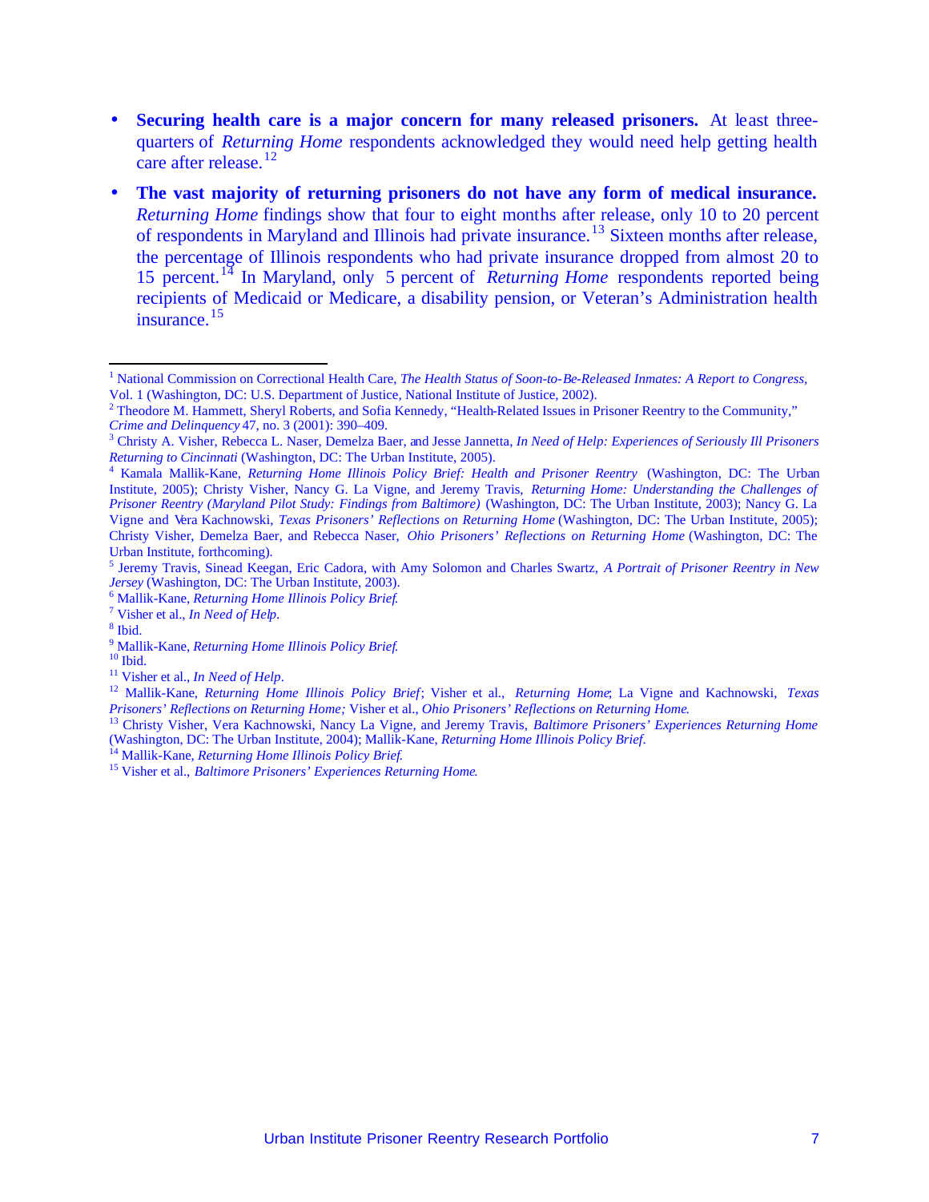- **Securing health care is a major concern for many released prisoners.** At least three-quarters of *Returning Home* respondents acknowledged they would need help getting health care after release.[12]

- **The vast majority of returning prisoners do not have any form of medical insurance.** *Returning Home* findings show that four to eight months after release, only 10 to 20 percent of respondents in Maryland and Illinois had private insurance.[13] Sixteen months after release, the percentage of Illinois respondents who had private insurance dropped from almost 20 to 15 percent.[14] In Maryland, only 5 percent of *Returning Home* respondents reported being recipients of Medicaid or Medicare, a disability pension, or Veteran's Administration health insurance.[15]

---

[1] National Commission on Correctional Health Care, *The Health Status of Soon-to-Be-Released Inmates: A Report to Congress*, Vol. 1 (Washington, DC: U.S. Department of Justice, National Institute of Justice, 2002).

[2] Theodore M. Hammett, Sheryl Roberts, and Sofia Kennedy, "Health-Related Issues in Prisoner Reentry to the Community," *Crime and Delinquency* 47, no. 3 (2001): 390–409.

[3] Christy A. Visher, Rebecca L. Naser, Demelza Baer, and Jesse Jannetta, *In Need of Help: Experiences of Seriously Ill Prisoners Returning to Cincinnati* (Washington, DC: The Urban Institute, 2005).

[4] Kamala Mallik-Kane, *Returning Home Illinois Policy Brief: Health and Prisoner Reentry* (Washington, DC: The Urban Institute, 2005); Christy Visher, Nancy G. La Vigne, and Jeremy Travis, *Returning Home: Understanding the Challenges of Prisoner Reentry (Maryland Pilot Study: Findings from Baltimore)* (Washington, DC: The Urban Institute, 2003); Nancy G. La Vigne and Vera Kachnowski, *Texas Prisoners' Reflections on Returning Home* (Washington, DC: The Urban Institute, 2005); Christy Visher, Demelza Baer, and Rebecca Naser, *Ohio Prisoners' Reflections on Returning Home* (Washington, DC: The Urban Institute, forthcoming).

[5] Jeremy Travis, Sinead Keegan, Eric Cadora, with Amy Solomon and Charles Swartz, *A Portrait of Prisoner Reentry in New Jersey* (Washington, DC: The Urban Institute, 2003).

[6] Mallik-Kane, *Returning Home Illinois Policy Brief.*

[7] Visher et al., *In Need of Help.*

[8] Ibid.

[9] Mallik-Kane, *Returning Home Illinois Policy Brief.*

[10] Ibid.

[11] Visher et al., *In Need of Help*.

[12] Mallik-Kane, *Returning Home Illinois Policy Brief*; Visher et al., *Returning Home*; La Vigne and Kachnowski, *Texas Prisoners' Reflections on Returning Home;* Visher et al., *Ohio Prisoners' Reflections on Returning Home.*

[13] Christy Visher, Vera Kachnowski, Nancy La Vigne, and Jeremy Travis, *Baltimore Prisoners' Experiences Returning Home* (Washington, DC: The Urban Institute, 2004); Mallik-Kane, *Returning Home Illinois Policy Brief*.

[14] Mallik-Kane, *Returning Home Illinois Policy Brief.*

[15] Visher et al., *Baltimore Prisoners' Experiences Returning Home.*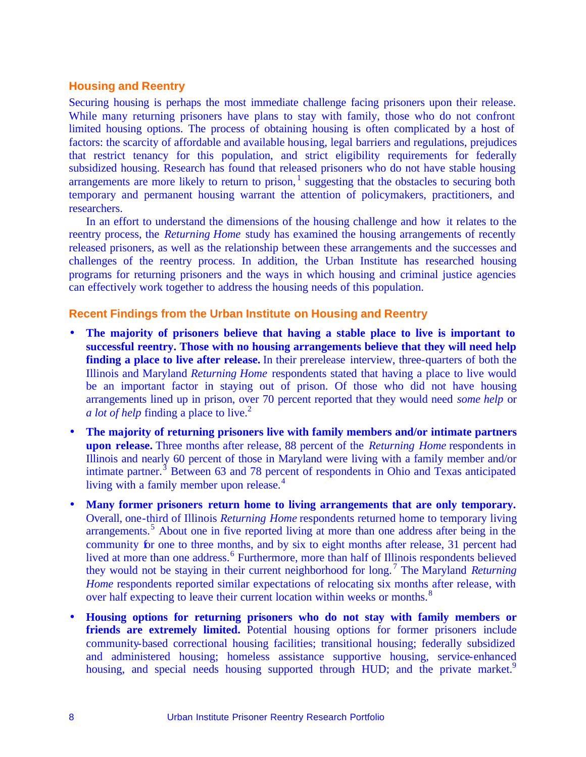## Housing and Reentry

Securing housing is perhaps the most immediate challenge facing prisoners upon their release. While many returning prisoners have plans to stay with family, those who do not confront limited housing options. The process of obtaining housing is often complicated by a host of factors: the scarcity of affordable and available housing, legal barriers and regulations, prejudices that restrict tenancy for this population, and strict eligibility requirements for federally subsidized housing. Research has found that released prisoners who do not have stable housing arrangements are more likely to return to prison,[1] suggesting that the obstacles to securing both temporary and permanent housing warrant the attention of policymakers, practitioners, and researchers.

In an effort to understand the dimensions of the housing challenge and how it relates to the reentry process, the *Returning Home* study has examined the housing arrangements of recently released prisoners, as well as the relationship between these arrangements and the successes and challenges of the reentry process. In addition, the Urban Institute has researched housing programs for returning prisoners and the ways in which housing and criminal justice agencies can effectively work together to address the housing needs of this population.

## Recent Findings from the Urban Institute on Housing and Reentry

- **The majority of prisoners believe that having a stable place to live is important to successful reentry. Those with no housing arrangements believe that they will need help finding a place to live after release.** In their prerelease interview, three-quarters of both the Illinois and Maryland *Returning Home* respondents stated that having a place to live would be an important factor in staying out of prison. Of those who did not have housing arrangements lined up in prison, over 70 percent reported that they would need *some help* or *a lot of help* finding a place to live.[2]
- **The majority of returning prisoners live with family members and/or intimate partners upon release.** Three months after release, 88 percent of the *Returning Home* respondents in Illinois and nearly 60 percent of those in Maryland were living with a family member and/or intimate partner.[3] Between 63 and 78 percent of respondents in Ohio and Texas anticipated living with a family member upon release.[4]
- **Many former prisoners return home to living arrangements that are only temporary.** Overall, one-third of Illinois *Returning Home* respondents returned home to temporary living arrangements.[5] About one in five reported living at more than one address after being in the community for one to three months, and by six to eight months after release, 31 percent had lived at more than one address.[6] Furthermore, more than half of Illinois respondents believed they would not be staying in their current neighborhood for long.[7] The Maryland *Returning Home* respondents reported similar expectations of relocating six months after release, with over half expecting to leave their current location within weeks or months.[8]
- **Housing options for returning prisoners who do not stay with family members or friends are extremely limited.** Potential housing options for former prisoners include community-based correctional housing facilities; transitional housing; federally subsidized and administered housing; homeless assistance supportive housing, service-enhanced housing, and special needs housing supported through HUD; and the private market.[9]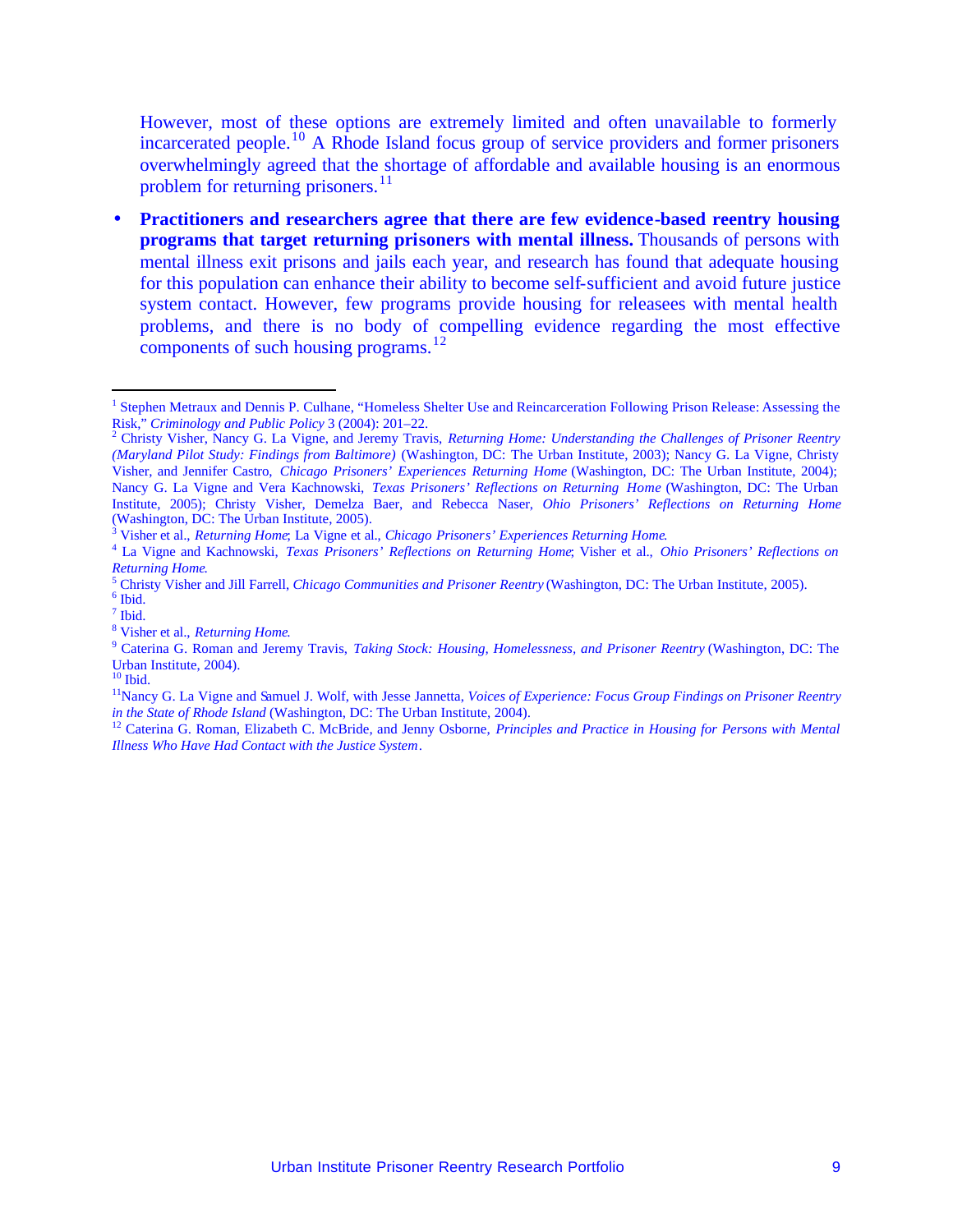However, most of these options are extremely limited and often unavailable to formerly incarcerated people.[10] A Rhode Island focus group of service providers and former prisoners overwhelmingly agreed that the shortage of affordable and available housing is an enormous problem for returning prisoners.[11]

- **Practitioners and researchers agree that there are few evidence-based reentry housing programs that target returning prisoners with mental illness.** Thousands of persons with mental illness exit prisons and jails each year, and research has found that adequate housing for this population can enhance their ability to become self-sufficient and avoid future justice system contact. However, few programs provide housing for releasees with mental health problems, and there is no body of compelling evidence regarding the most effective components of such housing programs.[12]

---

[1] Stephen Metraux and Dennis P. Culhane, "Homeless Shelter Use and Reincarceration Following Prison Release: Assessing the Risk," *Criminology and Public Policy* 3 (2004): 201–22.

[2] Christy Visher, Nancy G. La Vigne, and Jeremy Travis, *Returning Home: Understanding the Challenges of Prisoner Reentry (Maryland Pilot Study: Findings from Baltimore)* (Washington, DC: The Urban Institute, 2003); Nancy G. La Vigne, Christy Visher, and Jennifer Castro, *Chicago Prisoners' Experiences Returning Home* (Washington, DC: The Urban Institute, 2004); Nancy G. La Vigne and Vera Kachnowski, *Texas Prisoners' Reflections on Returning Home* (Washington, DC: The Urban Institute, 2005); Christy Visher, Demelza Baer, and Rebecca Naser, *Ohio Prisoners' Reflections on Returning Home* (Washington, DC: The Urban Institute, 2005).

[3] Visher et al., *Returning Home*; La Vigne et al., *Chicago Prisoners' Experiences Returning Home*.

[4] La Vigne and Kachnowski, *Texas Prisoners' Reflections on Returning Home*; Visher et al., *Ohio Prisoners' Reflections on Returning Home*.

[5] Christy Visher and Jill Farrell, *Chicago Communities and Prisoner Reentry* (Washington, DC: The Urban Institute, 2005).

[6] Ibid.

[7] Ibid.

[8] Visher et al., *Returning Home*.

[9] Caterina G. Roman and Jeremy Travis, *Taking Stock: Housing, Homelessness, and Prisoner Reentry* (Washington, DC: The Urban Institute, 2004).

[10] Ibid.

[11] Nancy G. La Vigne and Samuel J. Wolf, with Jesse Jannetta, *Voices of Experience: Focus Group Findings on Prisoner Reentry in the State of Rhode Island* (Washington, DC: The Urban Institute, 2004).

[12] Caterina G. Roman, Elizabeth C. McBride, and Jenny Osborne, *Principles and Practice in Housing for Persons with Mental Illness Who Have Had Contact with the Justice System*.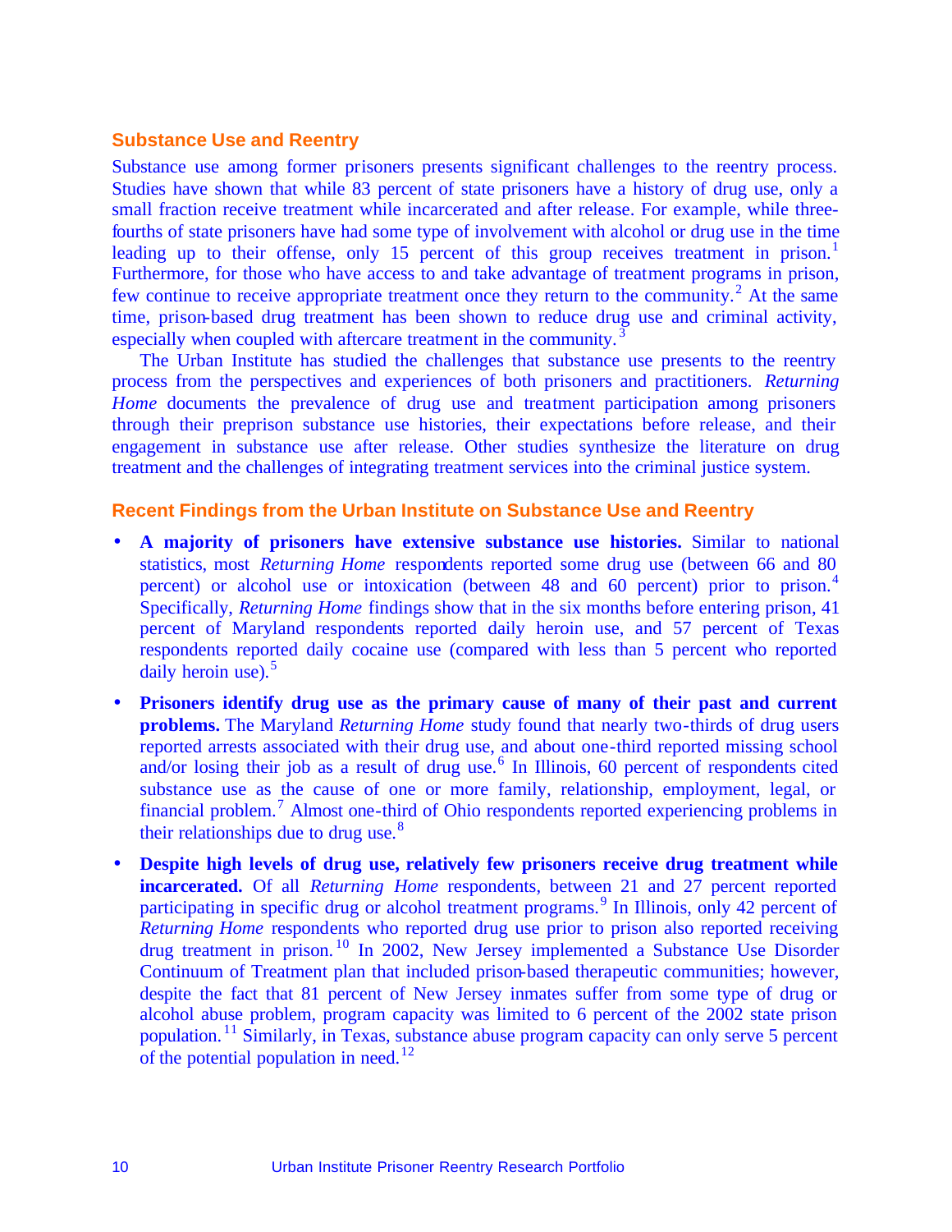## Substance Use and Reentry

Substance use among former prisoners presents significant challenges to the reentry process. Studies have shown that while 83 percent of state prisoners have a history of drug use, only a small fraction receive treatment while incarcerated and after release. For example, while three-fourths of state prisoners have had some type of involvement with alcohol or drug use in the time leading up to their offense, only 15 percent of this group receives treatment in prison.[1] Furthermore, for those who have access to and take advantage of treatment programs in prison, few continue to receive appropriate treatment once they return to the community.[2] At the same time, prison-based drug treatment has been shown to reduce drug use and criminal activity, especially when coupled with aftercare treatment in the community.[3]

The Urban Institute has studied the challenges that substance use presents to the reentry process from the perspectives and experiences of both prisoners and practitioners. *Returning Home* documents the prevalence of drug use and treatment participation among prisoners through their preprison substance use histories, their expectations before release, and their engagement in substance use after release. Other studies synthesize the literature on drug treatment and the challenges of integrating treatment services into the criminal justice system.

## Recent Findings from the Urban Institute on Substance Use and Reentry

- **A majority of prisoners have extensive substance use histories.** Similar to national statistics, most *Returning Home* respondents reported some drug use (between 66 and 80 percent) or alcohol use or intoxication (between 48 and 60 percent) prior to prison.[4] Specifically, *Returning Home* findings show that in the six months before entering prison, 41 percent of Maryland respondents reported daily heroin use, and 57 percent of Texas respondents reported daily cocaine use (compared with less than 5 percent who reported daily heroin use).[5]
- **Prisoners identify drug use as the primary cause of many of their past and current problems.** The Maryland *Returning Home* study found that nearly two-thirds of drug users reported arrests associated with their drug use, and about one-third reported missing school and/or losing their job as a result of drug use.[6] In Illinois, 60 percent of respondents cited substance use as the cause of one or more family, relationship, employment, legal, or financial problem.[7] Almost one-third of Ohio respondents reported experiencing problems in their relationships due to drug use.[8]
- **Despite high levels of drug use, relatively few prisoners receive drug treatment while incarcerated.** Of all *Returning Home* respondents, between 21 and 27 percent reported participating in specific drug or alcohol treatment programs.[9] In Illinois, only 42 percent of *Returning Home* respondents who reported drug use prior to prison also reported receiving drug treatment in prison.[10] In 2002, New Jersey implemented a Substance Use Disorder Continuum of Treatment plan that included prison-based therapeutic communities; however, despite the fact that 81 percent of New Jersey inmates suffer from some type of drug or alcohol abuse problem, program capacity was limited to 6 percent of the 2002 state prison population.[11] Similarly, in Texas, substance abuse program capacity can only serve 5 percent of the potential population in need.[12]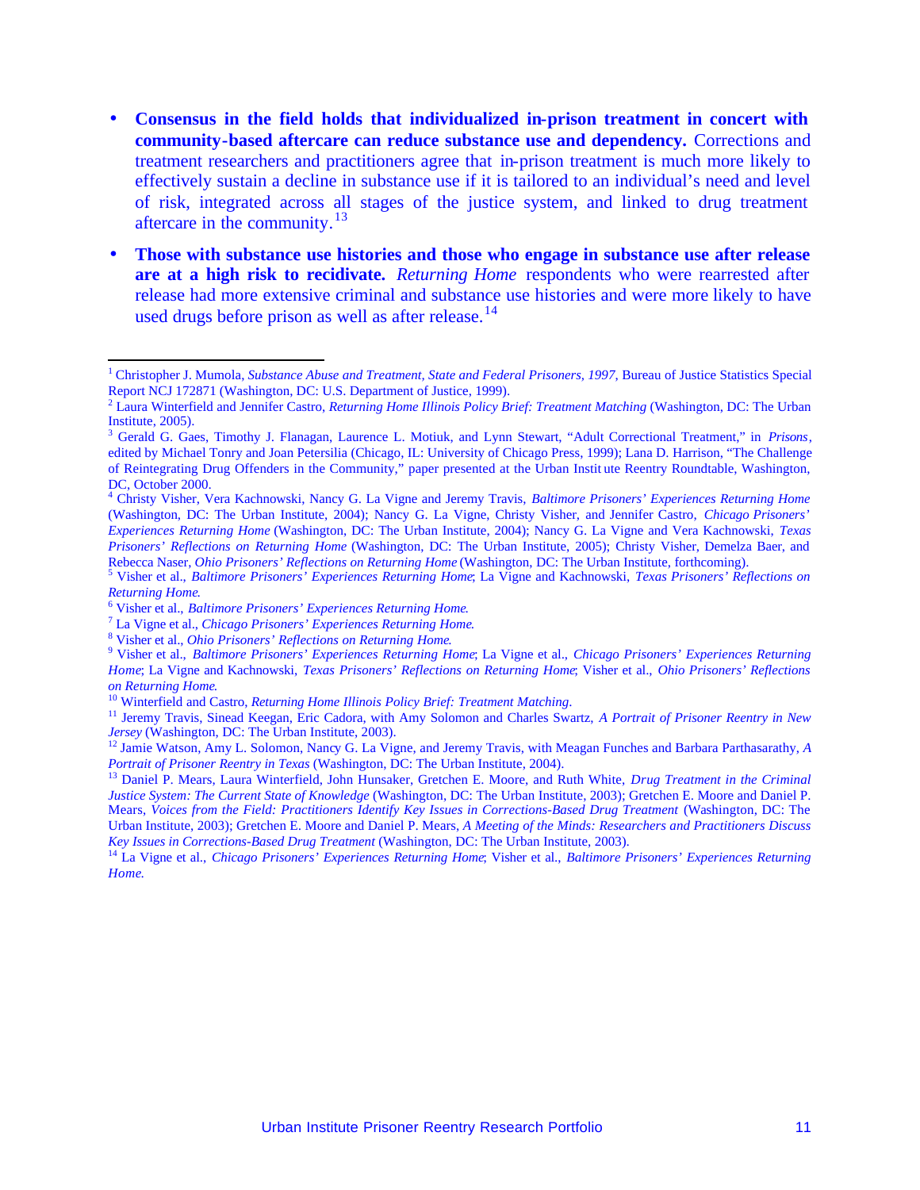- **Consensus in the field holds that individualized in-prison treatment in concert with community-based aftercare can reduce substance use and dependency.** Corrections and treatment researchers and practitioners agree that in-prison treatment is much more likely to effectively sustain a decline in substance use if it is tailored to an individual's need and level of risk, integrated across all stages of the justice system, and linked to drug treatment aftercare in the community.[13]

- **Those with substance use histories and those who engage in substance use after release are at a high risk to recidivate.** *Returning Home* respondents who were rearrested after release had more extensive criminal and substance use histories and were more likely to have used drugs before prison as well as after release.[14]

---

[1] Christopher J. Mumola, *Substance Abuse and Treatment, State and Federal Prisoners, 1997*, Bureau of Justice Statistics Special Report NCJ 172871 (Washington, DC: U.S. Department of Justice, 1999).

[2] Laura Winterfield and Jennifer Castro, *Returning Home Illinois Policy Brief: Treatment Matching* (Washington, DC: The Urban Institute, 2005).

[3] Gerald G. Gaes, Timothy J. Flanagan, Laurence L. Motiuk, and Lynn Stewart, "Adult Correctional Treatment," in *Prisons*, edited by Michael Tonry and Joan Petersilia (Chicago, IL: University of Chicago Press, 1999); Lana D. Harrison, "The Challenge of Reintegrating Drug Offenders in the Community," paper presented at the Urban Institute Reentry Roundtable, Washington, DC, October 2000.

[4] Christy Visher, Vera Kachnowski, Nancy G. La Vigne and Jeremy Travis, *Baltimore Prisoners' Experiences Returning Home* (Washington, DC: The Urban Institute, 2004); Nancy G. La Vigne, Christy Visher, and Jennifer Castro, *Chicago Prisoners' Experiences Returning Home* (Washington, DC: The Urban Institute, 2004); Nancy G. La Vigne and Vera Kachnowski, *Texas Prisoners' Reflections on Returning Home* (Washington, DC: The Urban Institute, 2005); Christy Visher, Demelza Baer, and Rebecca Naser, *Ohio Prisoners' Reflections on Returning Home* (Washington, DC: The Urban Institute, forthcoming).

[5] Visher et al., *Baltimore Prisoners' Experiences Returning Home*; La Vigne and Kachnowski, *Texas Prisoners' Reflections on Returning Home*.

[6] Visher et al., *Baltimore Prisoners' Experiences Returning Home*.

[7] La Vigne et al., *Chicago Prisoners' Experiences Returning Home*.

[8] Visher et al., *Ohio Prisoners' Reflections on Returning Home*.

[9] Visher et al., *Baltimore Prisoners' Experiences Returning Home*; La Vigne et al., *Chicago Prisoners' Experiences Returning Home*; La Vigne and Kachnowski, *Texas Prisoners' Reflections on Returning Home*; Visher et al., *Ohio Prisoners' Reflections on Returning Home*.

[10] Winterfield and Castro, *Returning Home Illinois Policy Brief: Treatment Matching*.

[11] Jeremy Travis, Sinead Keegan, Eric Cadora, with Amy Solomon and Charles Swartz, *A Portrait of Prisoner Reentry in New Jersey* (Washington, DC: The Urban Institute, 2003).

[12] Jamie Watson, Amy L. Solomon, Nancy G. La Vigne, and Jeremy Travis, with Meagan Funches and Barbara Parthasarathy, *A Portrait of Prisoner Reentry in Texas* (Washington, DC: The Urban Institute, 2004).

[13] Daniel P. Mears, Laura Winterfield, John Hunsaker, Gretchen E. Moore, and Ruth White, *Drug Treatment in the Criminal Justice System: The Current State of Knowledge* (Washington, DC: The Urban Institute, 2003); Gretchen E. Moore and Daniel P. Mears, *Voices from the Field: Practitioners Identify Key Issues in Corrections-Based Drug Treatment* (Washington, DC: The Urban Institute, 2003); Gretchen E. Moore and Daniel P. Mears, *A Meeting of the Minds: Researchers and Practitioners Discuss Key Issues in Corrections-Based Drug Treatment* (Washington, DC: The Urban Institute, 2003).

[14] La Vigne et al., *Chicago Prisoners' Experiences Returning Home*; Visher et al., *Baltimore Prisoners' Experiences Returning Home*.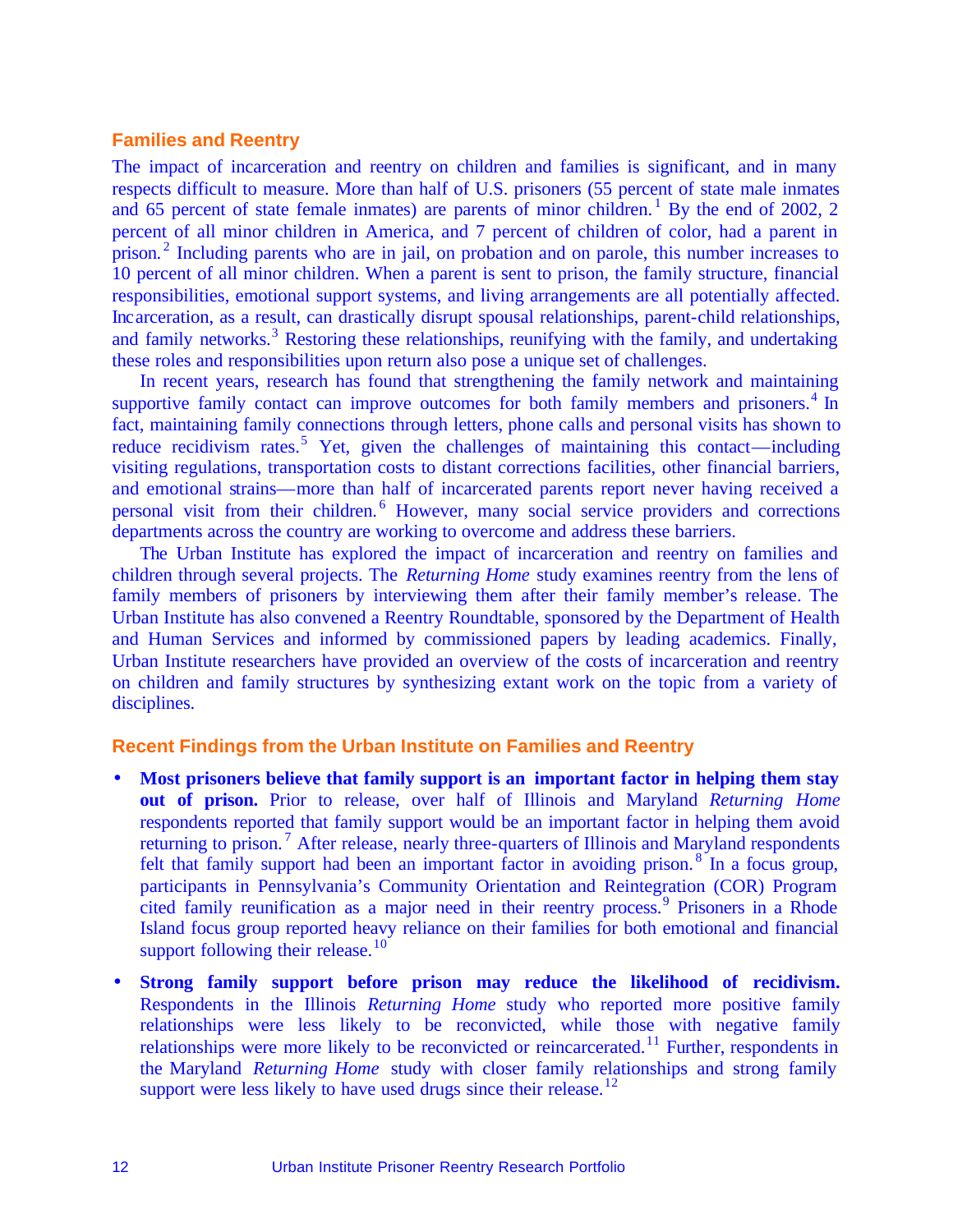## Families and Reentry

The impact of incarceration and reentry on children and families is significant, and in many respects difficult to measure. More than half of U.S. prisoners (55 percent of state male inmates and 65 percent of state female inmates) are parents of minor children.[1] By the end of 2002, 2 percent of all minor children in America, and 7 percent of children of color, had a parent in prison.[2] Including parents who are in jail, on probation and on parole, this number increases to 10 percent of all minor children. When a parent is sent to prison, the family structure, financial responsibilities, emotional support systems, and living arrangements are all potentially affected. Incarceration, as a result, can drastically disrupt spousal relationships, parent-child relationships, and family networks.[3] Restoring these relationships, reunifying with the family, and undertaking these roles and responsibilities upon return also pose a unique set of challenges.

In recent years, research has found that strengthening the family network and maintaining supportive family contact can improve outcomes for both family members and prisoners.[4] In fact, maintaining family connections through letters, phone calls and personal visits has shown to reduce recidivism rates.[5] Yet, given the challenges of maintaining this contact—including visiting regulations, transportation costs to distant corrections facilities, other financial barriers, and emotional strains—more than half of incarcerated parents report never having received a personal visit from their children.[6] However, many social service providers and corrections departments across the country are working to overcome and address these barriers.

The Urban Institute has explored the impact of incarceration and reentry on families and children through several projects. The *Returning Home* study examines reentry from the lens of family members of prisoners by interviewing them after their family member's release. The Urban Institute has also convened a Reentry Roundtable, sponsored by the Department of Health and Human Services and informed by commissioned papers by leading academics. Finally, Urban Institute researchers have provided an overview of the costs of incarceration and reentry on children and family structures by synthesizing extant work on the topic from a variety of disciplines.

## Recent Findings from the Urban Institute on Families and Reentry

- **Most prisoners believe that family support is an important factor in helping them stay out of prison.** Prior to release, over half of Illinois and Maryland *Returning Home* respondents reported that family support would be an important factor in helping them avoid returning to prison.[7] After release, nearly three-quarters of Illinois and Maryland respondents felt that family support had been an important factor in avoiding prison.[8] In a focus group, participants in Pennsylvania's Community Orientation and Reintegration (COR) Program cited family reunification as a major need in their reentry process.[9] Prisoners in a Rhode Island focus group reported heavy reliance on their families for both emotional and financial support following their release.[10]

- **Strong family support before prison may reduce the likelihood of recidivism.** Respondents in the Illinois *Returning Home* study who reported more positive family relationships were less likely to be reconvicted, while those with negative family relationships were more likely to be reconvicted or reincarcerated.[11] Further, respondents in the Maryland *Returning Home* study with closer family relationships and strong family support were less likely to have used drugs since their release.[12]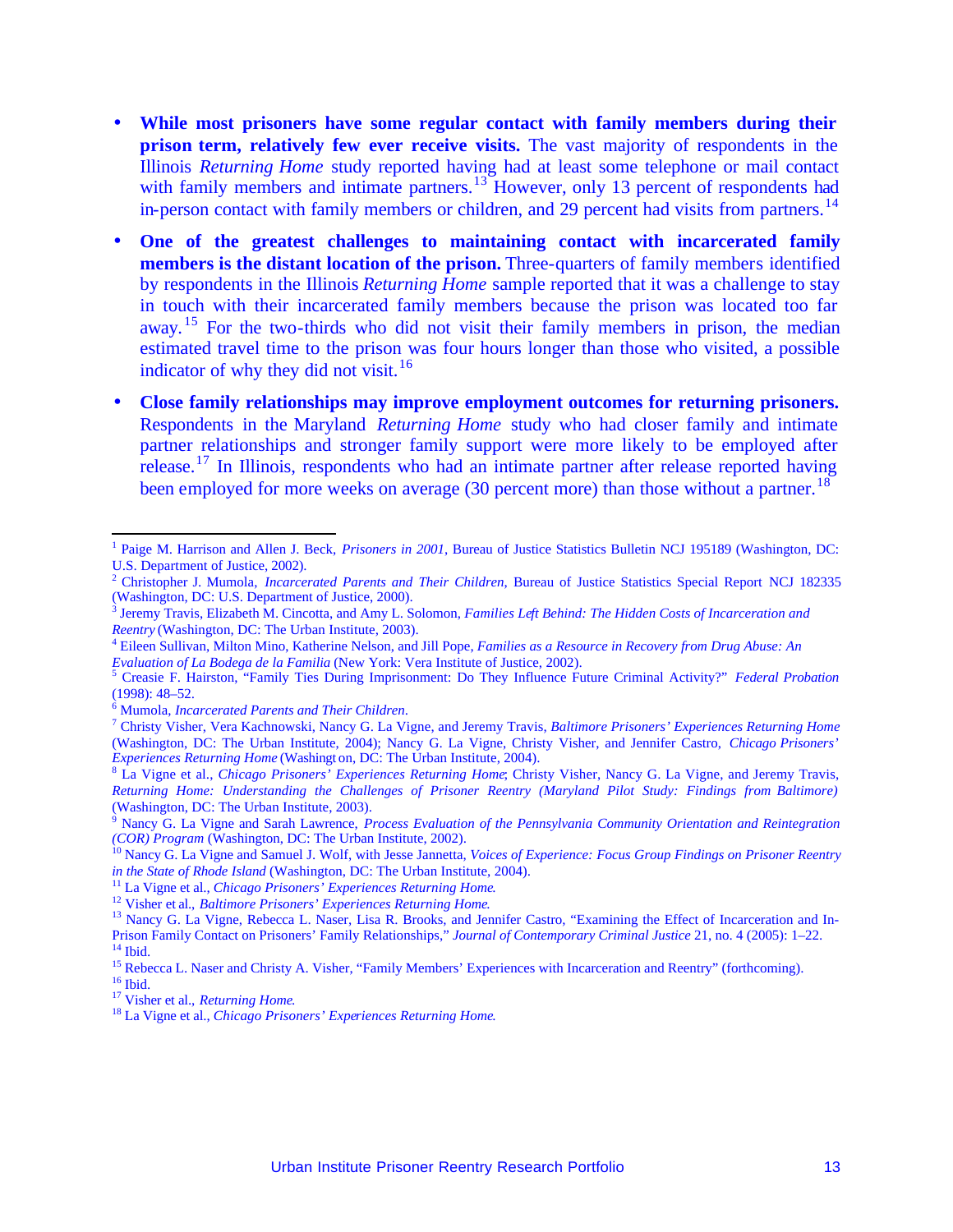- **While most prisoners have some regular contact with family members during their prison term, relatively few ever receive visits.** The vast majority of respondents in the Illinois *Returning Home* study reported having had at least some telephone or mail contact with family members and intimate partners.[13] However, only 13 percent of respondents had in-person contact with family members or children, and 29 percent had visits from partners.[14]

- **One of the greatest challenges to maintaining contact with incarcerated family members is the distant location of the prison.** Three-quarters of family members identified by respondents in the Illinois *Returning Home* sample reported that it was a challenge to stay in touch with their incarcerated family members because the prison was located too far away.[15] For the two-thirds who did not visit their family members in prison, the median estimated travel time to the prison was four hours longer than those who visited, a possible indicator of why they did not visit.[16]

- **Close family relationships may improve employment outcomes for returning prisoners.** Respondents in the Maryland *Returning Home* study who had closer family and intimate partner relationships and stronger family support were more likely to be employed after release.[17] In Illinois, respondents who had an intimate partner after release reported having been employed for more weeks on average (30 percent more) than those without a partner.[18]

---

[1] Paige M. Harrison and Allen J. Beck, *Prisoners in 2001*, Bureau of Justice Statistics Bulletin NCJ 195189 (Washington, DC: U.S. Department of Justice, 2002).

[2] Christopher J. Mumola, *Incarcerated Parents and Their Children*, Bureau of Justice Statistics Special Report NCJ 182335 (Washington, DC: U.S. Department of Justice, 2000).

[3] Jeremy Travis, Elizabeth M. Cincotta, and Amy L. Solomon, *Families Left Behind: The Hidden Costs of Incarceration and Reentry* (Washington, DC: The Urban Institute, 2003).

[4] Eileen Sullivan, Milton Mino, Katherine Nelson, and Jill Pope, *Families as a Resource in Recovery from Drug Abuse: An Evaluation of La Bodega de la Familia* (New York: Vera Institute of Justice, 2002).

[5] Creasie F. Hairston, "Family Ties During Imprisonment: Do They Influence Future Criminal Activity?" *Federal Probation* (1998): 48–52.

[6] Mumola, *Incarcerated Parents and Their Children*.

[7] Christy Visher, Vera Kachnowski, Nancy G. La Vigne, and Jeremy Travis, *Baltimore Prisoners' Experiences Returning Home* (Washington, DC: The Urban Institute, 2004); Nancy G. La Vigne, Christy Visher, and Jennifer Castro, *Chicago Prisoners' Experiences Returning Home* (Washington, DC: The Urban Institute, 2004).

[8] La Vigne et al., *Chicago Prisoners' Experiences Returning Home*; Christy Visher, Nancy G. La Vigne, and Jeremy Travis, *Returning Home: Understanding the Challenges of Prisoner Reentry (Maryland Pilot Study: Findings from Baltimore)* (Washington, DC: The Urban Institute, 2003).

[9] Nancy G. La Vigne and Sarah Lawrence, *Process Evaluation of the Pennsylvania Community Orientation and Reintegration (COR) Program* (Washington, DC: The Urban Institute, 2002).

[10] Nancy G. La Vigne and Samuel J. Wolf, with Jesse Jannetta, *Voices of Experience: Focus Group Findings on Prisoner Reentry in the State of Rhode Island* (Washington, DC: The Urban Institute, 2004).

[11] La Vigne et al., *Chicago Prisoners' Experiences Returning Home*.

[12] Visher et al., *Baltimore Prisoners' Experiences Returning Home*.

[13] Nancy G. La Vigne, Rebecca L. Naser, Lisa R. Brooks, and Jennifer Castro, "Examining the Effect of Incarceration and In-Prison Family Contact on Prisoners' Family Relationships," *Journal of Contemporary Criminal Justice* 21, no. 4 (2005): 1–22.

[14] Ibid.

[15] Rebecca L. Naser and Christy A. Visher, "Family Members' Experiences with Incarceration and Reentry" (forthcoming).

[16] Ibid.

[17] Visher et al., *Returning Home*.

[18] La Vigne et al., *Chicago Prisoners' Experiences Returning Home*.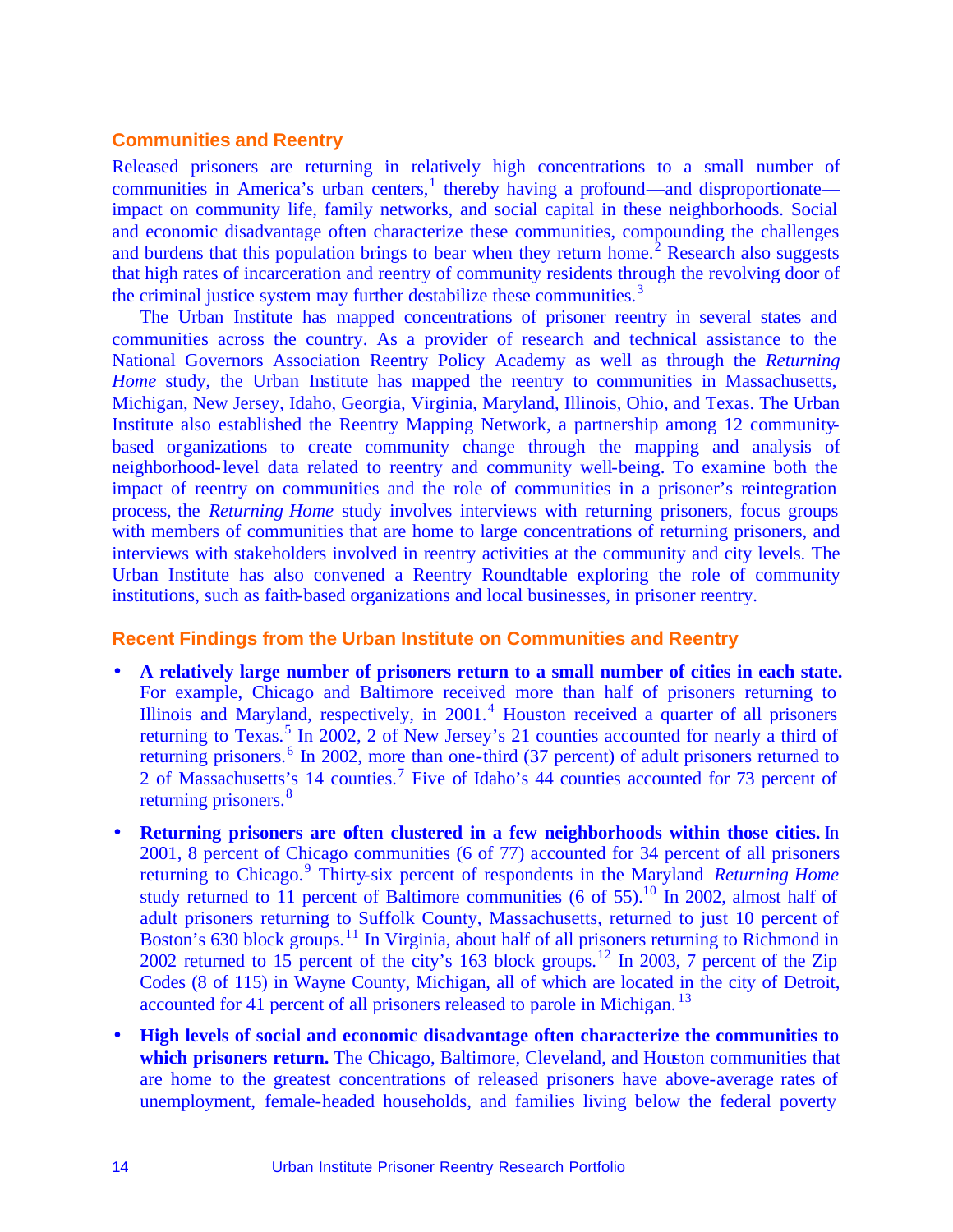## Communities and Reentry

Released prisoners are returning in relatively high concentrations to a small number of communities in America's urban centers,[1] thereby having a profound—and disproportionate—impact on community life, family networks, and social capital in these neighborhoods. Social and economic disadvantage often characterize these communities, compounding the challenges and burdens that this population brings to bear when they return home.[2] Research also suggests that high rates of incarceration and reentry of community residents through the revolving door of the criminal justice system may further destabilize these communities.[3]

The Urban Institute has mapped concentrations of prisoner reentry in several states and communities across the country. As a provider of research and technical assistance to the National Governors Association Reentry Policy Academy as well as through the *Returning Home* study, the Urban Institute has mapped the reentry to communities in Massachusetts, Michigan, New Jersey, Idaho, Georgia, Virginia, Maryland, Illinois, Ohio, and Texas. The Urban Institute also established the Reentry Mapping Network, a partnership among 12 community-based organizations to create community change through the mapping and analysis of neighborhood-level data related to reentry and community well-being. To examine both the impact of reentry on communities and the role of communities in a prisoner's reintegration process, the *Returning Home* study involves interviews with returning prisoners, focus groups with members of communities that are home to large concentrations of returning prisoners, and interviews with stakeholders involved in reentry activities at the community and city levels. The Urban Institute has also convened a Reentry Roundtable exploring the role of community institutions, such as faith-based organizations and local businesses, in prisoner reentry.

## Recent Findings from the Urban Institute on Communities and Reentry

- **A relatively large number of prisoners return to a small number of cities in each state.** For example, Chicago and Baltimore received more than half of prisoners returning to Illinois and Maryland, respectively, in 2001.[4] Houston received a quarter of all prisoners returning to Texas.[5] In 2002, 2 of New Jersey's 21 counties accounted for nearly a third of returning prisoners.[6] In 2002, more than one-third (37 percent) of adult prisoners returned to 2 of Massachusetts's 14 counties.[7] Five of Idaho's 44 counties accounted for 73 percent of returning prisoners.[8]

- **Returning prisoners are often clustered in a few neighborhoods within those cities.** In 2001, 8 percent of Chicago communities (6 of 77) accounted for 34 percent of all prisoners returning to Chicago.[9] Thirty-six percent of respondents in the Maryland *Returning Home* study returned to 11 percent of Baltimore communities (6 of 55).[10] In 2002, almost half of adult prisoners returning to Suffolk County, Massachusetts, returned to just 10 percent of Boston's 630 block groups.[11] In Virginia, about half of all prisoners returning to Richmond in 2002 returned to 15 percent of the city's 163 block groups.[12] In 2003, 7 percent of the Zip Codes (8 of 115) in Wayne County, Michigan, all of which are located in the city of Detroit, accounted for 41 percent of all prisoners released to parole in Michigan.[13]

- **High levels of social and economic disadvantage often characterize the communities to which prisoners return.** The Chicago, Baltimore, Cleveland, and Houston communities that are home to the greatest concentrations of released prisoners have above-average rates of unemployment, female-headed households, and families living below the federal poverty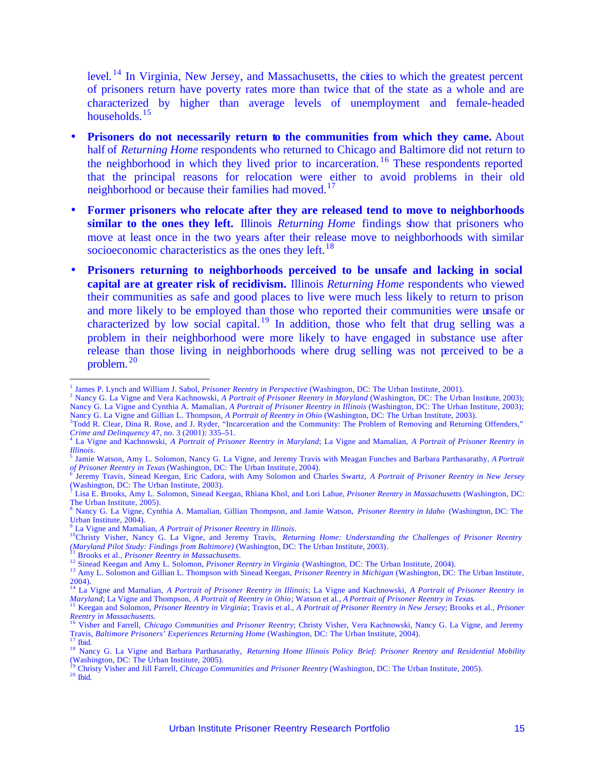level.[14] In Virginia, New Jersey, and Massachusetts, the cities to which the greatest percent of prisoners return have poverty rates more than twice that of the state as a whole and are characterized by higher than average levels of unemployment and female-headed households.[15]

- **Prisoners do not necessarily return to the communities from which they came.** About half of *Returning Home* respondents who returned to Chicago and Baltimore did not return to the neighborhood in which they lived prior to incarceration.[16] These respondents reported that the principal reasons for relocation were either to avoid problems in their old neighborhood or because their families had moved.[17]
- **Former prisoners who relocate after they are released tend to move to neighborhoods similar to the ones they left.** Illinois *Returning Home* findings show that prisoners who move at least once in the two years after their release move to neighborhoods with similar socioeconomic characteristics as the ones they left.[18]
- **Prisoners returning to neighborhoods perceived to be unsafe and lacking in social capital are at greater risk of recidivism.** Illinois *Returning Home* respondents who viewed their communities as safe and good places to live were much less likely to return to prison and more likely to be employed than those who reported their communities were unsafe or characterized by low social capital.[19] In addition, those who felt that drug selling was a problem in their neighborhood were more likely to have engaged in substance use after release than those living in neighborhoods where drug selling was not perceived to be a problem.[20]

---

[1] James P. Lynch and William J. Sabol, *Prisoner Reentry in Perspective* (Washington, DC: The Urban Institute, 2001).

[2] Nancy G. La Vigne and Vera Kachnowski, *A Portrait of Prisoner Reentry in Maryland* (Washington, DC: The Urban Institute, 2003); Nancy G. La Vigne and Cynthia A. Mamalian, *A Portrait of Prisoner Reentry in Illinois* (Washington, DC: The Urban Institute, 2003); Nancy G. La Vigne and Gillian L. Thompson, *A Portrait of Reentry in Ohio* (Washington, DC: The Urban Institute, 2003).

[3] Todd R. Clear, Dina R. Rose, and J. Ryder, "Incarceration and the Community: The Problem of Removing and Returning Offenders," *Crime and Delinquency* 47, no. 3 (2001): 335–51.

[4] La Vigne and Kachnowski, *A Portrait of Prisoner Reentry in Maryland*; La Vigne and Mamalian, *A Portrait of Prisoner Reentry in Illinois*.

[5] Jamie Watson, Amy L. Solomon, Nancy G. La Vigne, and Jeremy Travis with Meagan Funches and Barbara Parthasarathy, *A Portrait of Prisoner Reentry in Texas* (Washington, DC: The Urban Institute, 2004).

[6] Jeremy Travis, Sinead Keegan, Eric Cadora, with Amy Solomon and Charles Swartz, *A Portrait of Prisoner Reentry in New Jersey* (Washington, DC: The Urban Institute, 2003).

[7] Lisa E. Brooks, Amy L. Solomon, Sinead Keegan, Rhiana Khol, and Lori Lahue, *Prisoner Reentry in Massachusetts* (Washington, DC: The Urban Institute, 2005).

[8] Nancy G. La Vigne, Cynthia A. Mamalian, Gillian Thompson, and Jamie Watson, *Prisoner Reentry in Idaho* (Washington, DC: The Urban Institute, 2004).

[9] La Vigne and Mamalian, *A Portrait of Prisoner Reentry in Illinois*.

[10] Christy Visher, Nancy G. La Vigne, and Jeremy Travis, *Returning Home: Understanding the Challenges of Prisoner Reentry (Maryland Pilot Study: Findings from Baltimore)* (Washington, DC: The Urban Institute, 2003).

[11] Brooks et al., *Prisoner Reentry in Massachusetts*.

[12] Sinead Keegan and Amy L. Solomon, *Prisoner Reentry in Virginia* (Washington, DC: The Urban Institute, 2004).

[13] Amy L. Solomon and Gillian L. Thompson with Sinead Keegan, *Prisoner Reentry in Michigan* (Washington, DC: The Urban Institute, 2004).

[14] La Vigne and Mamalian, *A Portrait of Prisoner Reentry in Illinois*; La Vigne and Kachnowski, *A Portrait of Prisoner Reentry in Maryland*; La Vigne and Thompson, *A Portrait of Reentry in Ohio*; Watson et al., *A Portrait of Prisoner Reentry in Texas*.

[15] Keegan and Solomon, *Prisoner Reentry in Virginia*; Travis et al., *A Portrait of Prisoner Reentry in New Jersey*; Brooks et al., *Prisoner Reentry in Massachusetts*.

[16] Visher and Farrell, *Chicago Communities and Prisoner Reentry*; Christy Visher, Vera Kachnowski, Nancy G. La Vigne, and Jeremy Travis, *Baltimore Prisoners' Experiences Returning Home* (Washington, DC: The Urban Institute, 2004).

[17] Ibid.

[18] Nancy G. La Vigne and Barbara Parthasarathy, *Returning Home Illinois Policy Brief: Prisoner Reentry and Residential Mobility* (Washington, DC: The Urban Institute, 2005).

[19] Christy Visher and Jill Farrell, *Chicago Communities and Prisoner Reentry* (Washington, DC: The Urban Institute, 2005).

[20] Ibid.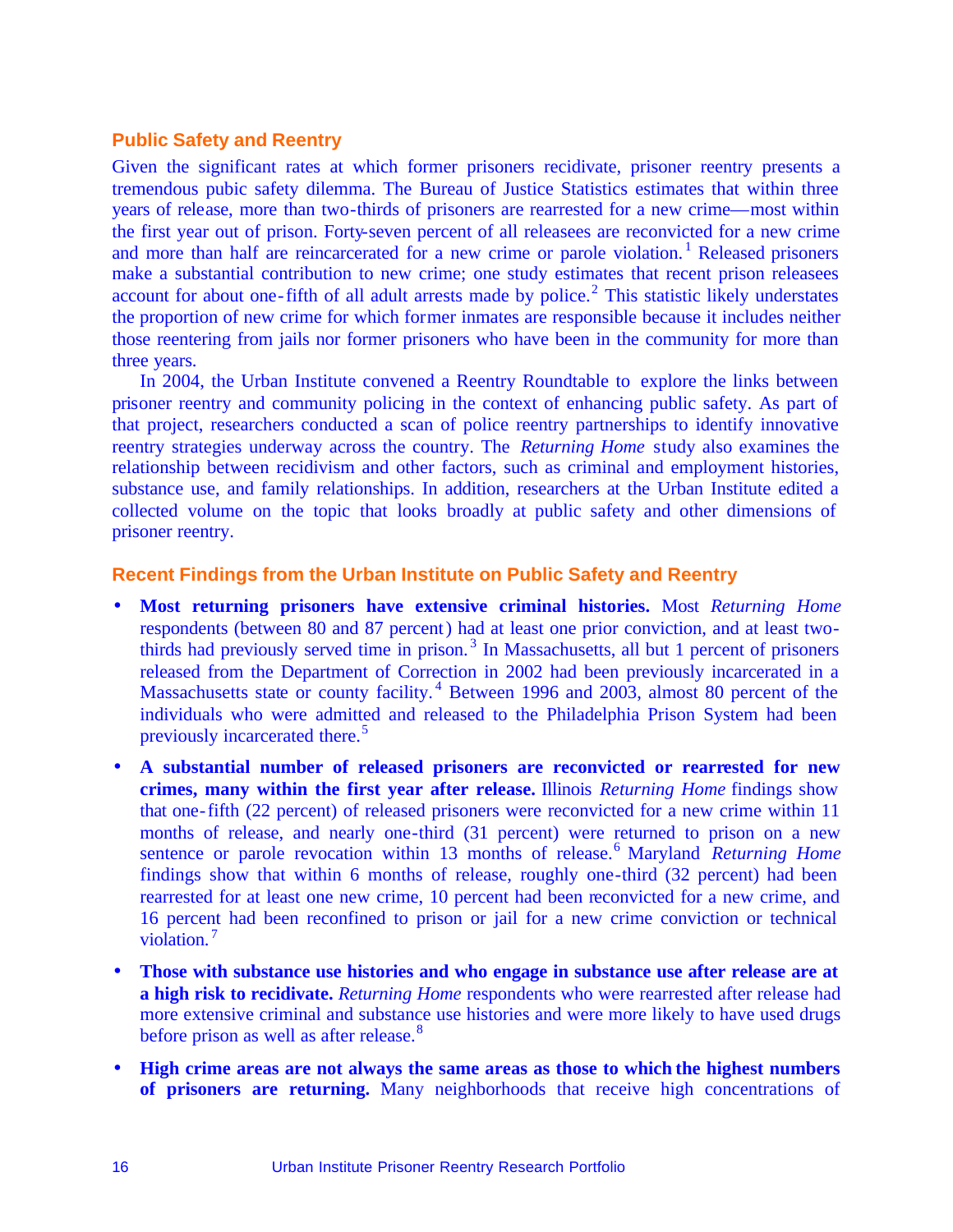## Public Safety and Reentry

Given the significant rates at which former prisoners recidivate, prisoner reentry presents a tremendous pubic safety dilemma. The Bureau of Justice Statistics estimates that within three years of release, more than two-thirds of prisoners are rearrested for a new crime—most within the first year out of prison. Forty-seven percent of all releasees are reconvicted for a new crime and more than half are reincarcerated for a new crime or parole violation.[1] Released prisoners make a substantial contribution to new crime; one study estimates that recent prison releasees account for about one-fifth of all adult arrests made by police.[2] This statistic likely understates the proportion of new crime for which former inmates are responsible because it includes neither those reentering from jails nor former prisoners who have been in the community for more than three years.

In 2004, the Urban Institute convened a Reentry Roundtable to explore the links between prisoner reentry and community policing in the context of enhancing public safety. As part of that project, researchers conducted a scan of police reentry partnerships to identify innovative reentry strategies underway across the country. The *Returning Home* study also examines the relationship between recidivism and other factors, such as criminal and employment histories, substance use, and family relationships. In addition, researchers at the Urban Institute edited a collected volume on the topic that looks broadly at public safety and other dimensions of prisoner reentry.

## Recent Findings from the Urban Institute on Public Safety and Reentry

- **Most returning prisoners have extensive criminal histories.** Most *Returning Home* respondents (between 80 and 87 percent) had at least one prior conviction, and at least two-thirds had previously served time in prison.[3] In Massachusetts, all but 1 percent of prisoners released from the Department of Correction in 2002 had been previously incarcerated in a Massachusetts state or county facility.[4] Between 1996 and 2003, almost 80 percent of the individuals who were admitted and released to the Philadelphia Prison System had been previously incarcerated there.[5]
- **A substantial number of released prisoners are reconvicted or rearrested for new crimes, many within the first year after release.** Illinois *Returning Home* findings show that one-fifth (22 percent) of released prisoners were reconvicted for a new crime within 11 months of release, and nearly one-third (31 percent) were returned to prison on a new sentence or parole revocation within 13 months of release.[6] Maryland *Returning Home* findings show that within 6 months of release, roughly one-third (32 percent) had been rearrested for at least one new crime, 10 percent had been reconvicted for a new crime, and 16 percent had been reconfined to prison or jail for a new crime conviction or technical violation.[7]
- **Those with substance use histories and who engage in substance use after release are at a high risk to recidivate.** *Returning Home* respondents who were rearrested after release had more extensive criminal and substance use histories and were more likely to have used drugs before prison as well as after release.[8]
- **High crime areas are not always the same areas as those to which the highest numbers of prisoners are returning.** Many neighborhoods that receive high concentrations of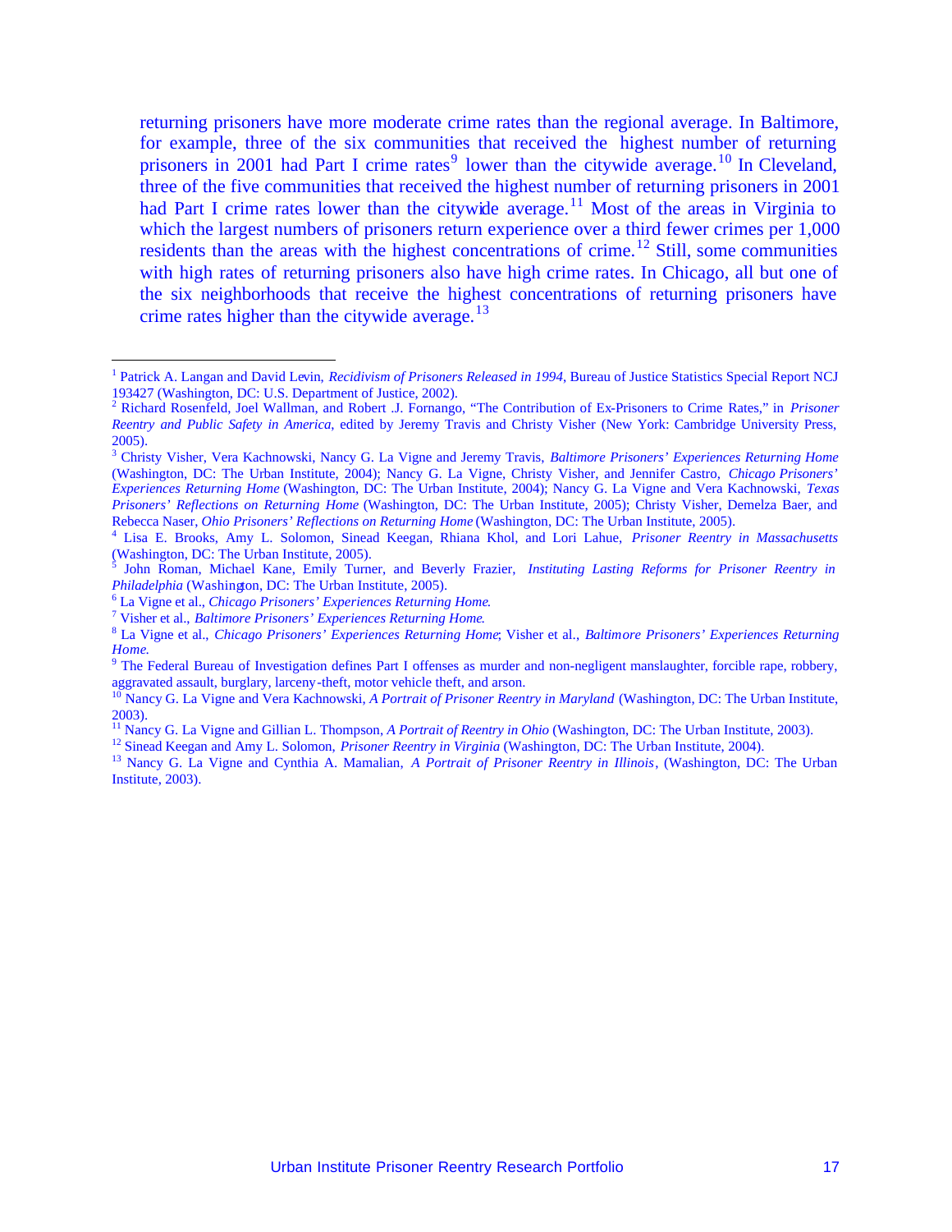returning prisoners have more moderate crime rates than the regional average. In Baltimore, for example, three of the six communities that received the highest number of returning prisoners in 2001 had Part I crime rates[9] lower than the citywide average.[10] In Cleveland, three of the five communities that received the highest number of returning prisoners in 2001 had Part I crime rates lower than the citywide average.[11] Most of the areas in Virginia to which the largest numbers of prisoners return experience over a third fewer crimes per 1,000 residents than the areas with the highest concentrations of crime.[12] Still, some communities with high rates of returning prisoners also have high crime rates. In Chicago, all but one of the six neighborhoods that receive the highest concentrations of returning prisoners have crime rates higher than the citywide average.[13]

---

[1] Patrick A. Langan and David Levin, *Recidivism of Prisoners Released in 1994*, Bureau of Justice Statistics Special Report NCJ 193427 (Washington, DC: U.S. Department of Justice, 2002).

[2] Richard Rosenfeld, Joel Wallman, and Robert .J. Fornango, "The Contribution of Ex-Prisoners to Crime Rates," in *Prisoner Reentry and Public Safety in America*, edited by Jeremy Travis and Christy Visher (New York: Cambridge University Press, 2005).

[3] Christy Visher, Vera Kachnowski, Nancy G. La Vigne and Jeremy Travis, *Baltimore Prisoners' Experiences Returning Home* (Washington, DC: The Urban Institute, 2004); Nancy G. La Vigne, Christy Visher, and Jennifer Castro, *Chicago Prisoners' Experiences Returning Home* (Washington, DC: The Urban Institute, 2004); Nancy G. La Vigne and Vera Kachnowski, *Texas Prisoners' Reflections on Returning Home* (Washington, DC: The Urban Institute, 2005); Christy Visher, Demelza Baer, and Rebecca Naser, *Ohio Prisoners' Reflections on Returning Home* (Washington, DC: The Urban Institute, 2005).

[4] Lisa E. Brooks, Amy L. Solomon, Sinead Keegan, Rhiana Khol, and Lori Lahue, *Prisoner Reentry in Massachusetts* (Washington, DC: The Urban Institute, 2005).

[5] John Roman, Michael Kane, Emily Turner, and Beverly Frazier, *Instituting Lasting Reforms for Prisoner Reentry in Philadelphia* (Washington, DC: The Urban Institute, 2005).

[6] La Vigne et al., *Chicago Prisoners' Experiences Returning Home*.

[7] Visher et al., *Baltimore Prisoners' Experiences Returning Home*.

[8] La Vigne et al., *Chicago Prisoners' Experiences Returning Home*; Visher et al., *Baltimore Prisoners' Experiences Returning Home*.

[9] The Federal Bureau of Investigation defines Part I offenses as murder and non-negligent manslaughter, forcible rape, robbery, aggravated assault, burglary, larceny-theft, motor vehicle theft, and arson.

[10] Nancy G. La Vigne and Vera Kachnowski, *A Portrait of Prisoner Reentry in Maryland* (Washington, DC: The Urban Institute, 2003).

[11] Nancy G. La Vigne and Gillian L. Thompson, *A Portrait of Reentry in Ohio* (Washington, DC: The Urban Institute, 2003).

[12] Sinead Keegan and Amy L. Solomon, *Prisoner Reentry in Virginia* (Washington, DC: The Urban Institute, 2004).

[13] Nancy G. La Vigne and Cynthia A. Mamalian, *A Portrait of Prisoner Reentry in Illinois*, (Washington, DC: The Urban Institute, 2003).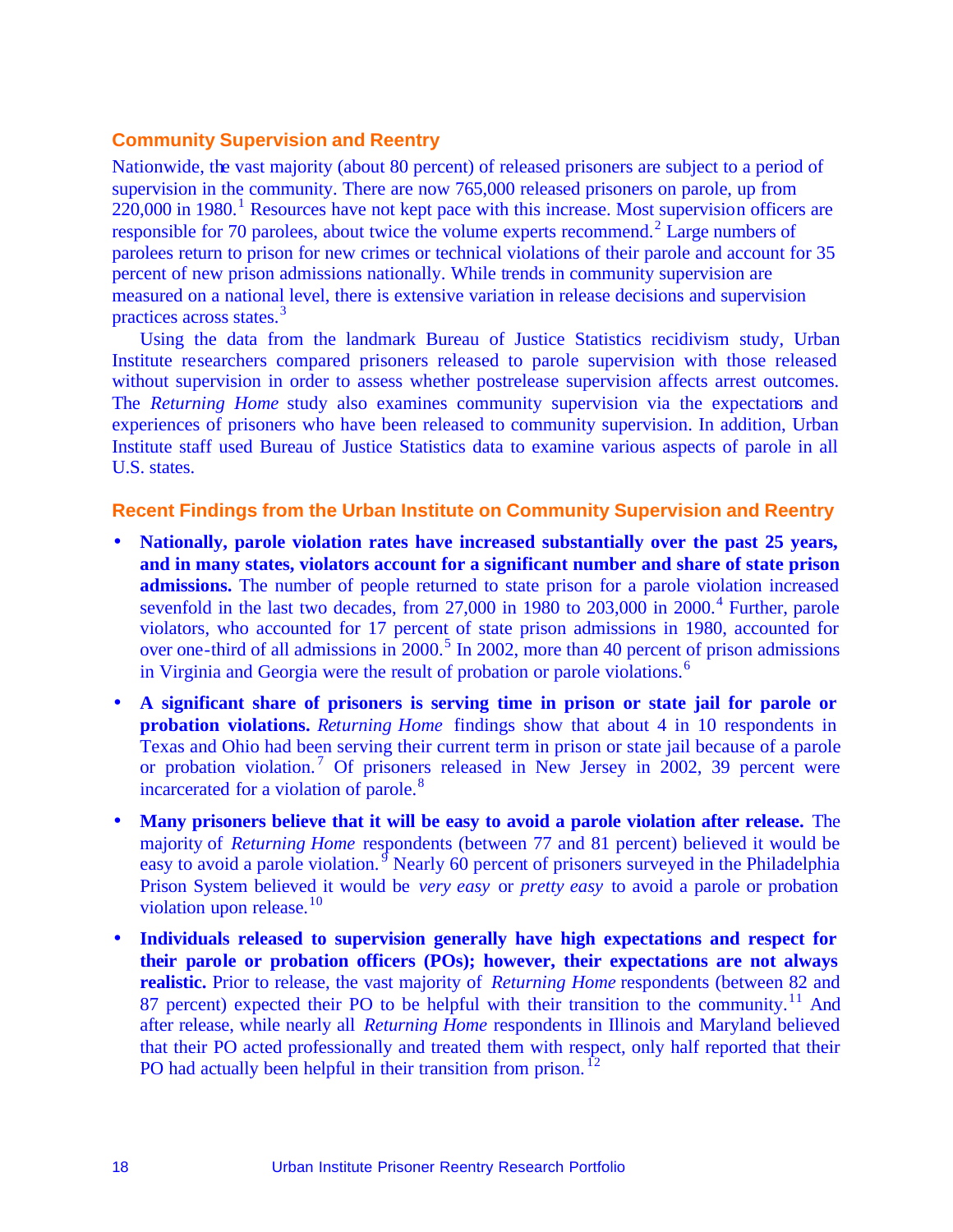## Community Supervision and Reentry

Nationwide, the vast majority (about 80 percent) of released prisoners are subject to a period of supervision in the community. There are now 765,000 released prisoners on parole, up from 220,000 in 1980.[1] Resources have not kept pace with this increase. Most supervision officers are responsible for 70 parolees, about twice the volume experts recommend.[2] Large numbers of parolees return to prison for new crimes or technical violations of their parole and account for 35 percent of new prison admissions nationally. While trends in community supervision are measured on a national level, there is extensive variation in release decisions and supervision practices across states.[3]

Using the data from the landmark Bureau of Justice Statistics recidivism study, Urban Institute researchers compared prisoners released to parole supervision with those released without supervision in order to assess whether postrelease supervision affects arrest outcomes. The *Returning Home* study also examines community supervision via the expectations and experiences of prisoners who have been released to community supervision. In addition, Urban Institute staff used Bureau of Justice Statistics data to examine various aspects of parole in all U.S. states.

## Recent Findings from the Urban Institute on Community Supervision and Reentry

- **Nationally, parole violation rates have increased substantially over the past 25 years, and in many states, violators account for a significant number and share of state prison admissions.** The number of people returned to state prison for a parole violation increased sevenfold in the last two decades, from 27,000 in 1980 to 203,000 in 2000.[4] Further, parole violators, who accounted for 17 percent of state prison admissions in 1980, accounted for over one-third of all admissions in 2000.[5] In 2002, more than 40 percent of prison admissions in Virginia and Georgia were the result of probation or parole violations.[6]
- **A significant share of prisoners is serving time in prison or state jail for parole or probation violations.** *Returning Home* findings show that about 4 in 10 respondents in Texas and Ohio had been serving their current term in prison or state jail because of a parole or probation violation.[7] Of prisoners released in New Jersey in 2002, 39 percent were incarcerated for a violation of parole.[8]
- **Many prisoners believe that it will be easy to avoid a parole violation after release.** The majority of *Returning Home* respondents (between 77 and 81 percent) believed it would be easy to avoid a parole violation.[9] Nearly 60 percent of prisoners surveyed in the Philadelphia Prison System believed it would be *very easy* or *pretty easy* to avoid a parole or probation violation upon release.[10]
- **Individuals released to supervision generally have high expectations and respect for their parole or probation officers (POs); however, their expectations are not always realistic.** Prior to release, the vast majority of *Returning Home* respondents (between 82 and 87 percent) expected their PO to be helpful with their transition to the community.[11] And after release, while nearly all *Returning Home* respondents in Illinois and Maryland believed that their PO acted professionally and treated them with respect, only half reported that their PO had actually been helpful in their transition from prison.[12]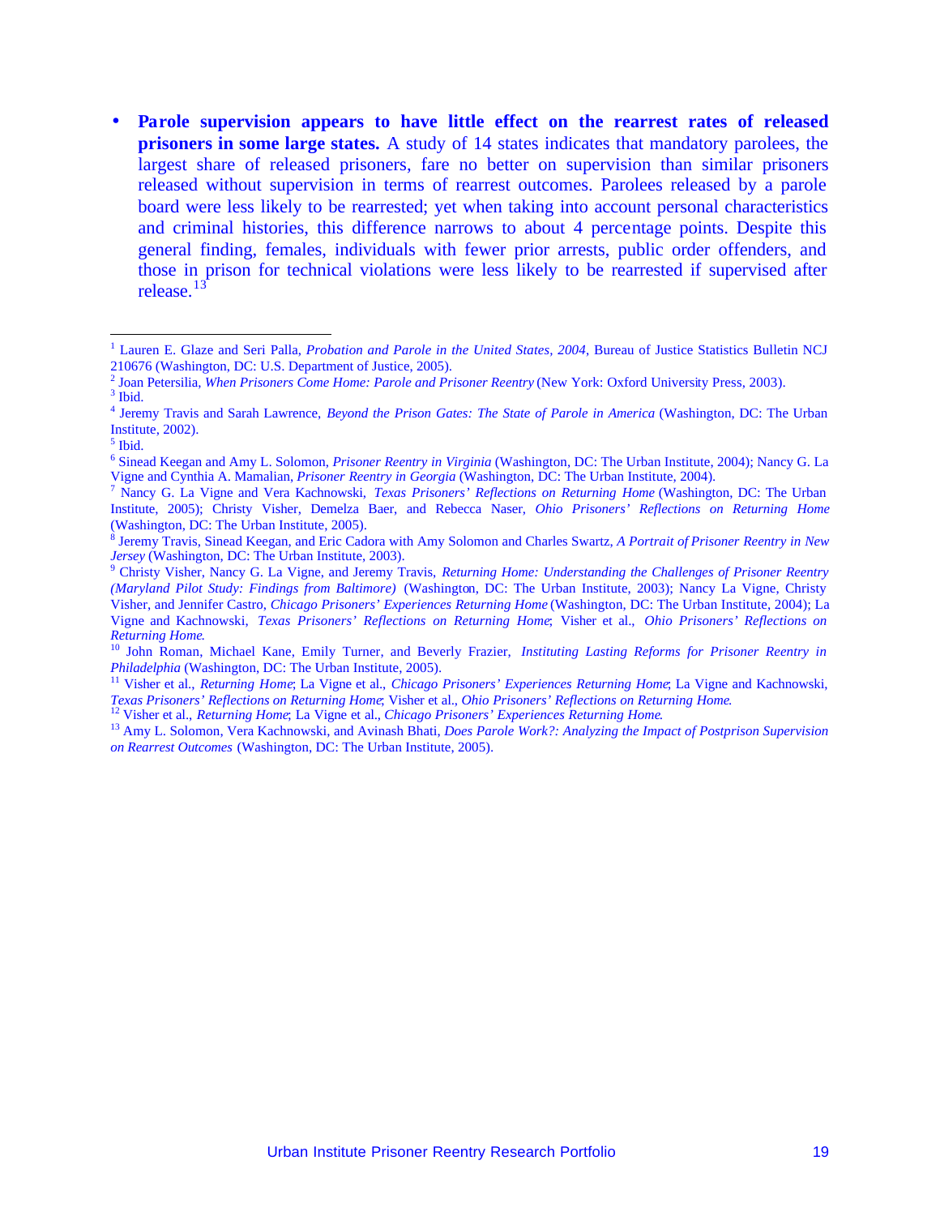- **Parole supervision appears to have little effect on the rearrest rates of released prisoners in some large states.** A study of 14 states indicates that mandatory parolees, the largest share of released prisoners, fare no better on supervision than similar prisoners released without supervision in terms of rearrest outcomes. Parolees released by a parole board were less likely to be rearrested; yet when taking into account personal characteristics and criminal histories, this difference narrows to about 4 percentage points. Despite this general finding, females, individuals with fewer prior arrests, public order offenders, and those in prison for technical violations were less likely to be rearrested if supervised after release.[13]

---

[1] Lauren E. Glaze and Seri Palla, *Probation and Parole in the United States, 2004*, Bureau of Justice Statistics Bulletin NCJ 210676 (Washington, DC: U.S. Department of Justice, 2005).

[2] Joan Petersilia, *When Prisoners Come Home: Parole and Prisoner Reentry* (New York: Oxford University Press, 2003).

[3] Ibid.

[4] Jeremy Travis and Sarah Lawrence, *Beyond the Prison Gates: The State of Parole in America* (Washington, DC: The Urban Institute, 2002).

[5] Ibid.

[6] Sinead Keegan and Amy L. Solomon, *Prisoner Reentry in Virginia* (Washington, DC: The Urban Institute, 2004); Nancy G. La Vigne and Cynthia A. Mamalian, *Prisoner Reentry in Georgia* (Washington, DC: The Urban Institute, 2004).

[7] Nancy G. La Vigne and Vera Kachnowski, *Texas Prisoners' Reflections on Returning Home* (Washington, DC: The Urban Institute, 2005); Christy Visher, Demelza Baer, and Rebecca Naser, *Ohio Prisoners' Reflections on Returning Home* (Washington, DC: The Urban Institute, 2005).

[8] Jeremy Travis, Sinead Keegan, and Eric Cadora with Amy Solomon and Charles Swartz, *A Portrait of Prisoner Reentry in New Jersey* (Washington, DC: The Urban Institute, 2003).

[9] Christy Visher, Nancy G. La Vigne, and Jeremy Travis, *Returning Home: Understanding the Challenges of Prisoner Reentry (Maryland Pilot Study: Findings from Baltimore)* (Washington, DC: The Urban Institute, 2003); Nancy La Vigne, Christy Visher, and Jennifer Castro, *Chicago Prisoners' Experiences Returning Home* (Washington, DC: The Urban Institute, 2004); La Vigne and Kachnowski, *Texas Prisoners' Reflections on Returning Home*; Visher et al., *Ohio Prisoners' Reflections on Returning Home*.

[10] John Roman, Michael Kane, Emily Turner, and Beverly Frazier, *Instituting Lasting Reforms for Prisoner Reentry in Philadelphia* (Washington, DC: The Urban Institute, 2005).

[11] Visher et al., *Returning Home*; La Vigne et al., *Chicago Prisoners' Experiences Returning Home*; La Vigne and Kachnowski, *Texas Prisoners' Reflections on Returning Home*; Visher et al., *Ohio Prisoners' Reflections on Returning Home*.

[12] Visher et al., *Returning Home*; La Vigne et al., *Chicago Prisoners' Experiences Returning Home*.

[13] Amy L. Solomon, Vera Kachnowski, and Avinash Bhati, *Does Parole Work?: Analyzing the Impact of Postprison Supervision on Rearrest Outcomes* (Washington, DC: The Urban Institute, 2005).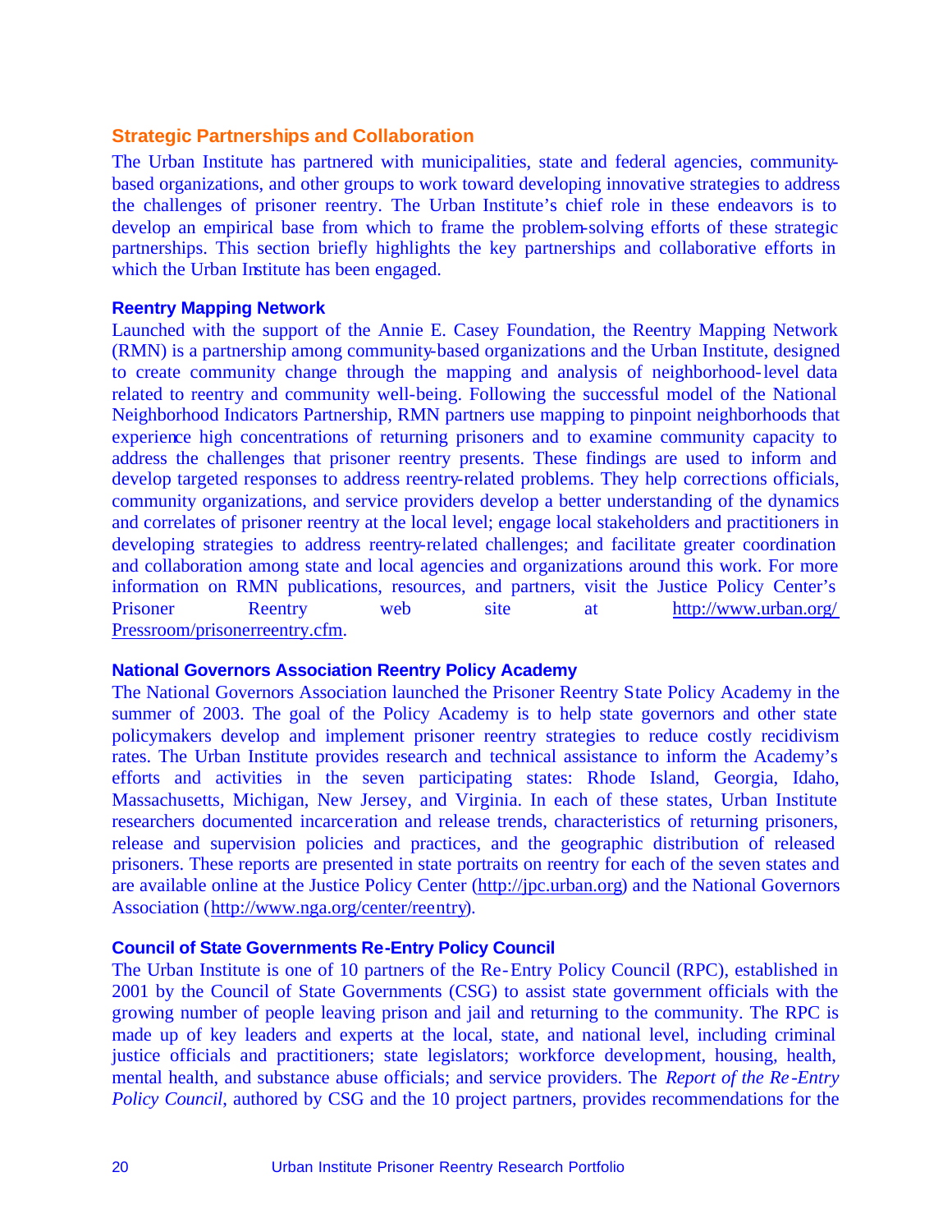## Strategic Partnerships and Collaboration

The Urban Institute has partnered with municipalities, state and federal agencies, community-based organizations, and other groups to work toward developing innovative strategies to address the challenges of prisoner reentry. The Urban Institute's chief role in these endeavors is to develop an empirical base from which to frame the problem-solving efforts of these strategic partnerships. This section briefly highlights the key partnerships and collaborative efforts in which the Urban Institute has been engaged.

### Reentry Mapping Network

Launched with the support of the Annie E. Casey Foundation, the Reentry Mapping Network (RMN) is a partnership among community-based organizations and the Urban Institute, designed to create community change through the mapping and analysis of neighborhood-level data related to reentry and community well-being. Following the successful model of the National Neighborhood Indicators Partnership, RMN partners use mapping to pinpoint neighborhoods that experience high concentrations of returning prisoners and to examine community capacity to address the challenges that prisoner reentry presents. These findings are used to inform and develop targeted responses to address reentry-related problems. They help corrections officials, community organizations, and service providers develop a better understanding of the dynamics and correlates of prisoner reentry at the local level; engage local stakeholders and practitioners in developing strategies to address reentry-related challenges; and facilitate greater coordination and collaboration among state and local agencies and organizations around this work. For more information on RMN publications, resources, and partners, visit the Justice Policy Center's Prisoner Reentry web site at http://www.urban.org/Pressroom/prisonerreentry.cfm.

### National Governors Association Reentry Policy Academy

The National Governors Association launched the Prisoner Reentry State Policy Academy in the summer of 2003. The goal of the Policy Academy is to help state governors and other state policymakers develop and implement prisoner reentry strategies to reduce costly recidivism rates. The Urban Institute provides research and technical assistance to inform the Academy's efforts and activities in the seven participating states: Rhode Island, Georgia, Idaho, Massachusetts, Michigan, New Jersey, and Virginia. In each of these states, Urban Institute researchers documented incarceration and release trends, characteristics of returning prisoners, release and supervision policies and practices, and the geographic distribution of released prisoners. These reports are presented in state portraits on reentry for each of the seven states and are available online at the Justice Policy Center (http://jpc.urban.org) and the National Governors Association (http://www.nga.org/center/reentry).

### Council of State Governments Re-Entry Policy Council

The Urban Institute is one of 10 partners of the Re-Entry Policy Council (RPC), established in 2001 by the Council of State Governments (CSG) to assist state government officials with the growing number of people leaving prison and jail and returning to the community. The RPC is made up of key leaders and experts at the local, state, and national level, including criminal justice officials and practitioners; state legislators; workforce development, housing, health, mental health, and substance abuse officials; and service providers. The *Report of the Re-Entry Policy Council*, authored by CSG and the 10 project partners, provides recommendations for the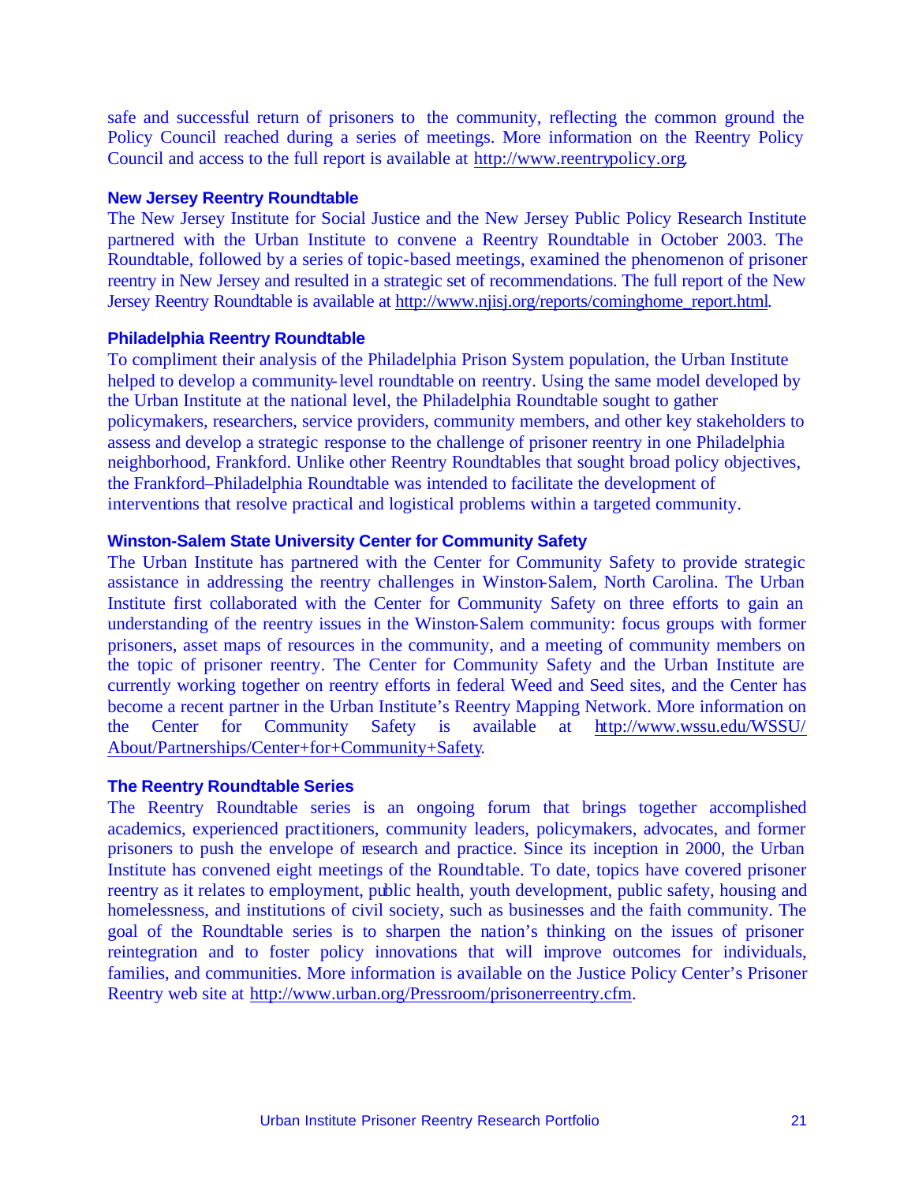safe and successful return of prisoners to the community, reflecting the common ground the Policy Council reached during a series of meetings. More information on the Reentry Policy Council and access to the full report is available at http://www.reentrypolicy.org.

### New Jersey Reentry Roundtable

The New Jersey Institute for Social Justice and the New Jersey Public Policy Research Institute partnered with the Urban Institute to convene a Reentry Roundtable in October 2003. The Roundtable, followed by a series of topic-based meetings, examined the phenomenon of prisoner reentry in New Jersey and resulted in a strategic set of recommendations. The full report of the New Jersey Reentry Roundtable is available at http://www.njisj.org/reports/cominghome_report.html.

### Philadelphia Reentry Roundtable

To compliment their analysis of the Philadelphia Prison System population, the Urban Institute helped to develop a community-level roundtable on reentry. Using the same model developed by the Urban Institute at the national level, the Philadelphia Roundtable sought to gather policymakers, researchers, service providers, community members, and other key stakeholders to assess and develop a strategic response to the challenge of prisoner reentry in one Philadelphia neighborhood, Frankford. Unlike other Reentry Roundtables that sought broad policy objectives, the Frankford–Philadelphia Roundtable was intended to facilitate the development of interventions that resolve practical and logistical problems within a targeted community.

### Winston-Salem State University Center for Community Safety

The Urban Institute has partnered with the Center for Community Safety to provide strategic assistance in addressing the reentry challenges in Winston-Salem, North Carolina. The Urban Institute first collaborated with the Center for Community Safety on three efforts to gain an understanding of the reentry issues in the Winston-Salem community: focus groups with former prisoners, asset maps of resources in the community, and a meeting of community members on the topic of prisoner reentry. The Center for Community Safety and the Urban Institute are currently working together on reentry efforts in federal Weed and Seed sites, and the Center has become a recent partner in the Urban Institute's Reentry Mapping Network. More information on the Center for Community Safety is available at http://www.wssu.edu/WSSU/About/Partnerships/Center+for+Community+Safety.

### The Reentry Roundtable Series

The Reentry Roundtable series is an ongoing forum that brings together accomplished academics, experienced practitioners, community leaders, policymakers, advocates, and former prisoners to push the envelope of research and practice. Since its inception in 2000, the Urban Institute has convened eight meetings of the Roundtable. To date, topics have covered prisoner reentry as it relates to employment, public health, youth development, public safety, housing and homelessness, and institutions of civil society, such as businesses and the faith community. The goal of the Roundtable series is to sharpen the nation's thinking on the issues of prisoner reintegration and to foster policy innovations that will improve outcomes for individuals, families, and communities. More information is available on the Justice Policy Center's Prisoner Reentry web site at http://www.urban.org/Pressroom/prisonerreentry.cfm.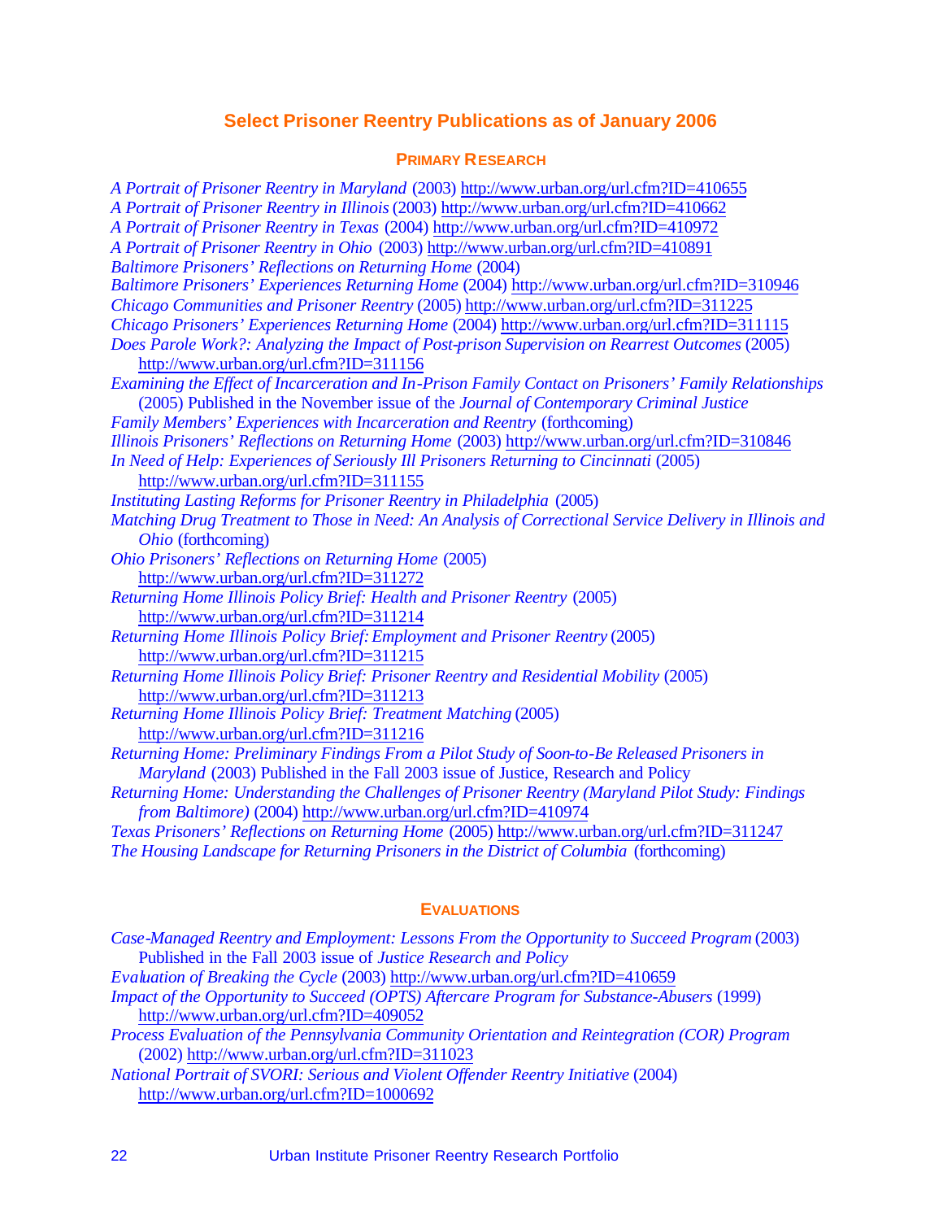## Select Prisoner Reentry Publications as of January 2006

### PRIMARY RESEARCH

*A Portrait of Prisoner Reentry in Maryland* (2003) http://www.urban.org/url.cfm?ID=410655
*A Portrait of Prisoner Reentry in Illinois* (2003) http://www.urban.org/url.cfm?ID=410662
*A Portrait of Prisoner Reentry in Texas* (2004) http://www.urban.org/url.cfm?ID=410972
*A Portrait of Prisoner Reentry in Ohio* (2003) http://www.urban.org/url.cfm?ID=410891
*Baltimore Prisoners' Reflections on Returning Home* (2004)
*Baltimore Prisoners' Experiences Returning Home* (2004) http://www.urban.org/url.cfm?ID=310946
*Chicago Communities and Prisoner Reentry* (2005) http://www.urban.org/url.cfm?ID=311225
*Chicago Prisoners' Experiences Returning Home* (2004) http://www.urban.org/url.cfm?ID=311115
*Does Parole Work?: Analyzing the Impact of Post-prison Supervision on Rearrest Outcomes* (2005) http://www.urban.org/url.cfm?ID=311156
*Examining the Effect of Incarceration and In-Prison Family Contact on Prisoners' Family Relationships* (2005) Published in the November issue of the *Journal of Contemporary Criminal Justice*
*Family Members' Experiences with Incarceration and Reentry* (forthcoming)
*Illinois Prisoners' Reflections on Returning Home* (2003) http://www.urban.org/url.cfm?ID=310846
*In Need of Help: Experiences of Seriously Ill Prisoners Returning to Cincinnati* (2005) http://www.urban.org/url.cfm?ID=311155
*Instituting Lasting Reforms for Prisoner Reentry in Philadelphia* (2005)
*Matching Drug Treatment to Those in Need: An Analysis of Correctional Service Delivery in Illinois and Ohio* (forthcoming)
*Ohio Prisoners' Reflections on Returning Home* (2005) http://www.urban.org/url.cfm?ID=311272
*Returning Home Illinois Policy Brief: Health and Prisoner Reentry* (2005) http://www.urban.org/url.cfm?ID=311214
*Returning Home Illinois Policy Brief: Employment and Prisoner Reentry* (2005) http://www.urban.org/url.cfm?ID=311215
*Returning Home Illinois Policy Brief: Prisoner Reentry and Residential Mobility* (2005) http://www.urban.org/url.cfm?ID=311213
*Returning Home Illinois Policy Brief: Treatment Matching* (2005) http://www.urban.org/url.cfm?ID=311216
*Returning Home: Preliminary Findings From a Pilot Study of Soon-to-Be Released Prisoners in Maryland* (2003) Published in the Fall 2003 issue of Justice, Research and Policy
*Returning Home: Understanding the Challenges of Prisoner Reentry (Maryland Pilot Study: Findings from Baltimore)* (2004) http://www.urban.org/url.cfm?ID=410974
*Texas Prisoners' Reflections on Returning Home* (2005) http://www.urban.org/url.cfm?ID=311247
*The Housing Landscape for Returning Prisoners in the District of Columbia* (forthcoming)

### EVALUATIONS

*Case-Managed Reentry and Employment: Lessons From the Opportunity to Succeed Program* (2003) Published in the Fall 2003 issue of *Justice Research and Policy*
*Evaluation of Breaking the Cycle* (2003) http://www.urban.org/url.cfm?ID=410659
*Impact of the Opportunity to Succeed (OPTS) Aftercare Program for Substance-Abusers* (1999) http://www.urban.org/url.cfm?ID=409052
*Process Evaluation of the Pennsylvania Community Orientation and Reintegration (COR) Program* (2002) http://www.urban.org/url.cfm?ID=311023
*National Portrait of SVORI: Serious and Violent Offender Reentry Initiative* (2004) http://www.urban.org/url.cfm?ID=1000692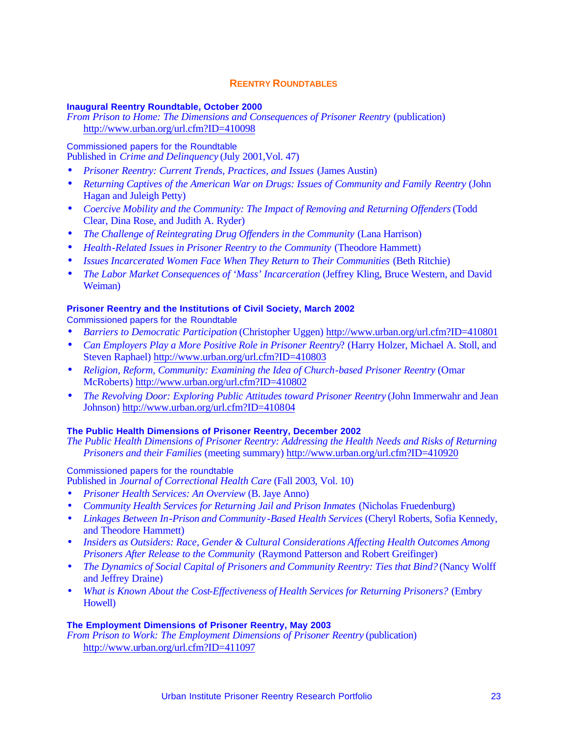## Reentry Roundtables

### Inaugural Reentry Roundtable, October 2000

*From Prison to Home: The Dimensions and Consequences of Prisoner Reentry* (publication) http://www.urban.org/url.cfm?ID=410098

Commissioned papers for the Roundtable
Published in *Crime and Delinquency* (July 2001,Vol. 47)

- *Prisoner Reentry: Current Trends, Practices, and Issues* (James Austin)
- *Returning Captives of the American War on Drugs: Issues of Community and Family Reentry* (John Hagan and Juleigh Petty)
- *Coercive Mobility and the Community: The Impact of Removing and Returning Offenders* (Todd Clear, Dina Rose, and Judith A. Ryder)
- *The Challenge of Reintegrating Drug Offenders in the Community* (Lana Harrison)
- *Health-Related Issues in Prisoner Reentry to the Community* (Theodore Hammett)
- *Issues Incarcerated Women Face When They Return to Their Communities* (Beth Ritchie)
- *The Labor Market Consequences of 'Mass' Incarceration* (Jeffrey Kling, Bruce Western, and David Weiman)

### Prisoner Reentry and the Institutions of Civil Society, March 2002

Commissioned papers for the Roundtable

- *Barriers to Democratic Participation* (Christopher Uggen) http://www.urban.org/url.cfm?ID=410801
- *Can Employers Play a More Positive Role in Prisoner Reentry*? (Harry Holzer, Michael A. Stoll, and Steven Raphael) http://www.urban.org/url.cfm?ID=410803
- *Religion, Reform, Community: Examining the Idea of Church-based Prisoner Reentry* (Omar McRoberts) http://www.urban.org/url.cfm?ID=410802
- *The Revolving Door: Exploring Public Attitudes toward Prisoner Reentry* (John Immerwahr and Jean Johnson) http://www.urban.org/url.cfm?ID=410804

### The Public Health Dimensions of Prisoner Reentry, December 2002

*The Public Health Dimensions of Prisoner Reentry: Addressing the Health Needs and Risks of Returning Prisoners and their Families* (meeting summary) http://www.urban.org/url.cfm?ID=410920

Commissioned papers for the roundtable
Published in *Journal of Correctional Health Care* (Fall 2003, Vol. 10)

- *Prisoner Health Services: An Overview* (B. Jaye Anno)
- *Community Health Services for Returning Jail and Prison Inmates* (Nicholas Fruedenburg)
- *Linkages Between In-Prison and Community-Based Health Services* (Cheryl Roberts, Sofia Kennedy, and Theodore Hammett)
- *Insiders as Outsiders: Race, Gender & Cultural Considerations Affecting Health Outcomes Among Prisoners After Release to the Community* (Raymond Patterson and Robert Greifinger)
- *The Dynamics of Social Capital of Prisoners and Community Reentry: Ties that Bind?* (Nancy Wolff and Jeffrey Draine)
- *What is Known About the Cost-Effectiveness of Health Services for Returning Prisoners?* (Embry Howell)

### The Employment Dimensions of Prisoner Reentry, May 2003

*From Prison to Work: The Employment Dimensions of Prisoner Reentry* (publication) http://www.urban.org/url.cfm?ID=411097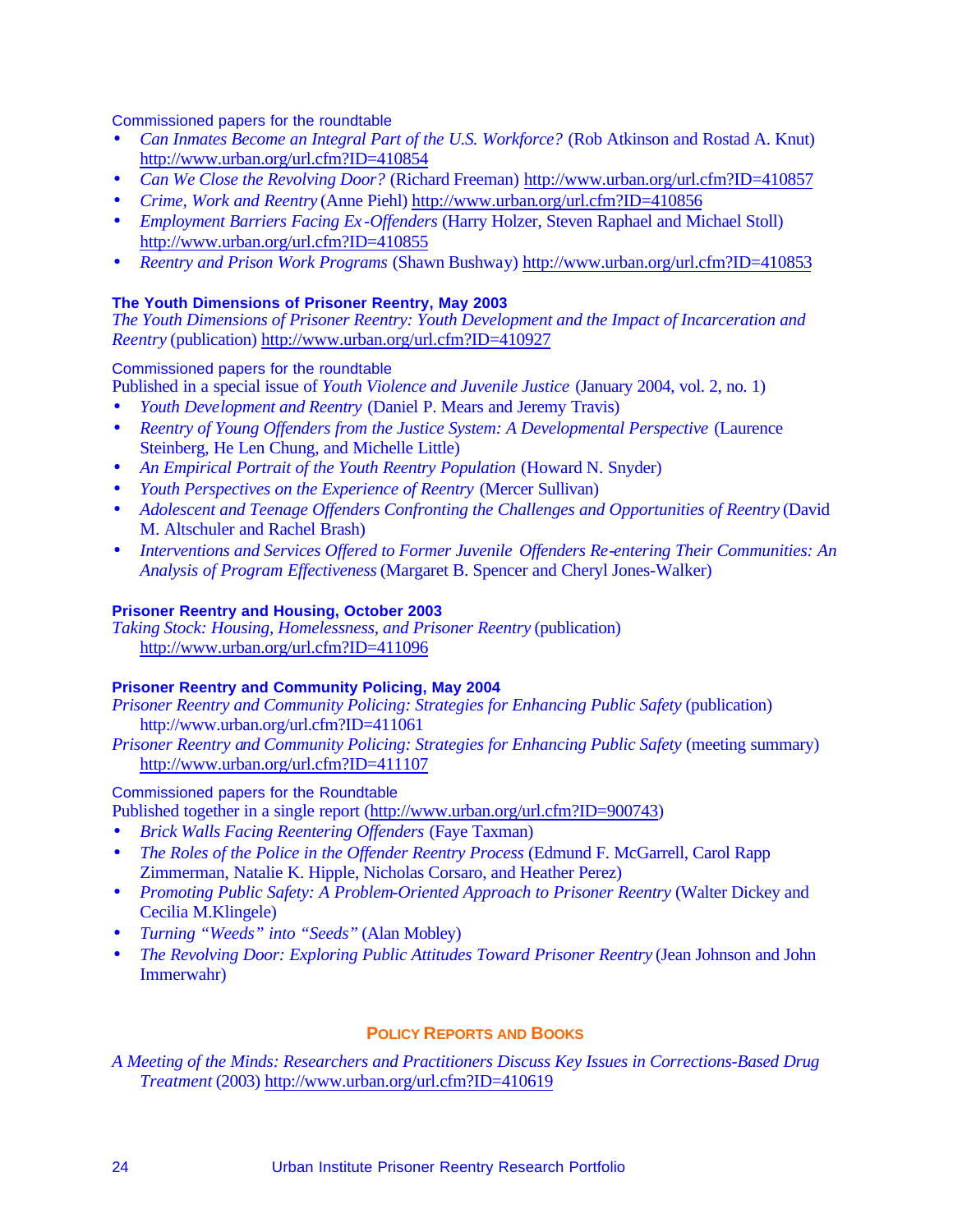Commissioned papers for the roundtable

- *Can Inmates Become an Integral Part of the U.S. Workforce?* (Rob Atkinson and Rostad A. Knut) http://www.urban.org/url.cfm?ID=410854
- *Can We Close the Revolving Door?* (Richard Freeman) http://www.urban.org/url.cfm?ID=410857
- *Crime, Work and Reentry* (Anne Piehl) http://www.urban.org/url.cfm?ID=410856
- *Employment Barriers Facing Ex-Offenders* (Harry Holzer, Steven Raphael and Michael Stoll) http://www.urban.org/url.cfm?ID=410855
- *Reentry and Prison Work Programs* (Shawn Bushway) http://www.urban.org/url.cfm?ID=410853

**The Youth Dimensions of Prisoner Reentry, May 2003**

*The Youth Dimensions of Prisoner Reentry: Youth Development and the Impact of Incarceration and Reentry* (publication) http://www.urban.org/url.cfm?ID=410927

Commissioned papers for the roundtable

Published in a special issue of *Youth Violence and Juvenile Justice* (January 2004, vol. 2, no. 1)

- *Youth Development and Reentry* (Daniel P. Mears and Jeremy Travis)
- *Reentry of Young Offenders from the Justice System: A Developmental Perspective* (Laurence Steinberg, He Len Chung, and Michelle Little)
- *An Empirical Portrait of the Youth Reentry Population* (Howard N. Snyder)
- *Youth Perspectives on the Experience of Reentry* (Mercer Sullivan)
- *Adolescent and Teenage Offenders Confronting the Challenges and Opportunities of Reentry* (David M. Altschuler and Rachel Brash)
- *Interventions and Services Offered to Former Juvenile Offenders Re-entering Their Communities: An Analysis of Program Effectiveness* (Margaret B. Spencer and Cheryl Jones-Walker)

**Prisoner Reentry and Housing, October 2003**

*Taking Stock: Housing, Homelessness, and Prisoner Reentry* (publication) http://www.urban.org/url.cfm?ID=411096

**Prisoner Reentry and Community Policing, May 2004**

*Prisoner Reentry and Community Policing: Strategies for Enhancing Public Safety* (publication) http://www.urban.org/url.cfm?ID=411061

*Prisoner Reentry and Community Policing: Strategies for Enhancing Public Safety* (meeting summary) http://www.urban.org/url.cfm?ID=411107

Commissioned papers for the Roundtable

Published together in a single report (http://www.urban.org/url.cfm?ID=900743)

- *Brick Walls Facing Reentering Offenders* (Faye Taxman)
- *The Roles of the Police in the Offender Reentry Process* (Edmund F. McGarrell, Carol Rapp Zimmerman, Natalie K. Hipple, Nicholas Corsaro, and Heather Perez)
- *Promoting Public Safety: A Problem-Oriented Approach to Prisoner Reentry* (Walter Dickey and Cecilia M.Klingele)
- *Turning "Weeds" into "Seeds"* (Alan Mobley)
- *The Revolving Door: Exploring Public Attitudes Toward Prisoner Reentry* (Jean Johnson and John Immerwahr)

## POLICY REPORTS AND BOOKS

*A Meeting of the Minds: Researchers and Practitioners Discuss Key Issues in Corrections-Based Drug Treatment* (2003) http://www.urban.org/url.cfm?ID=410619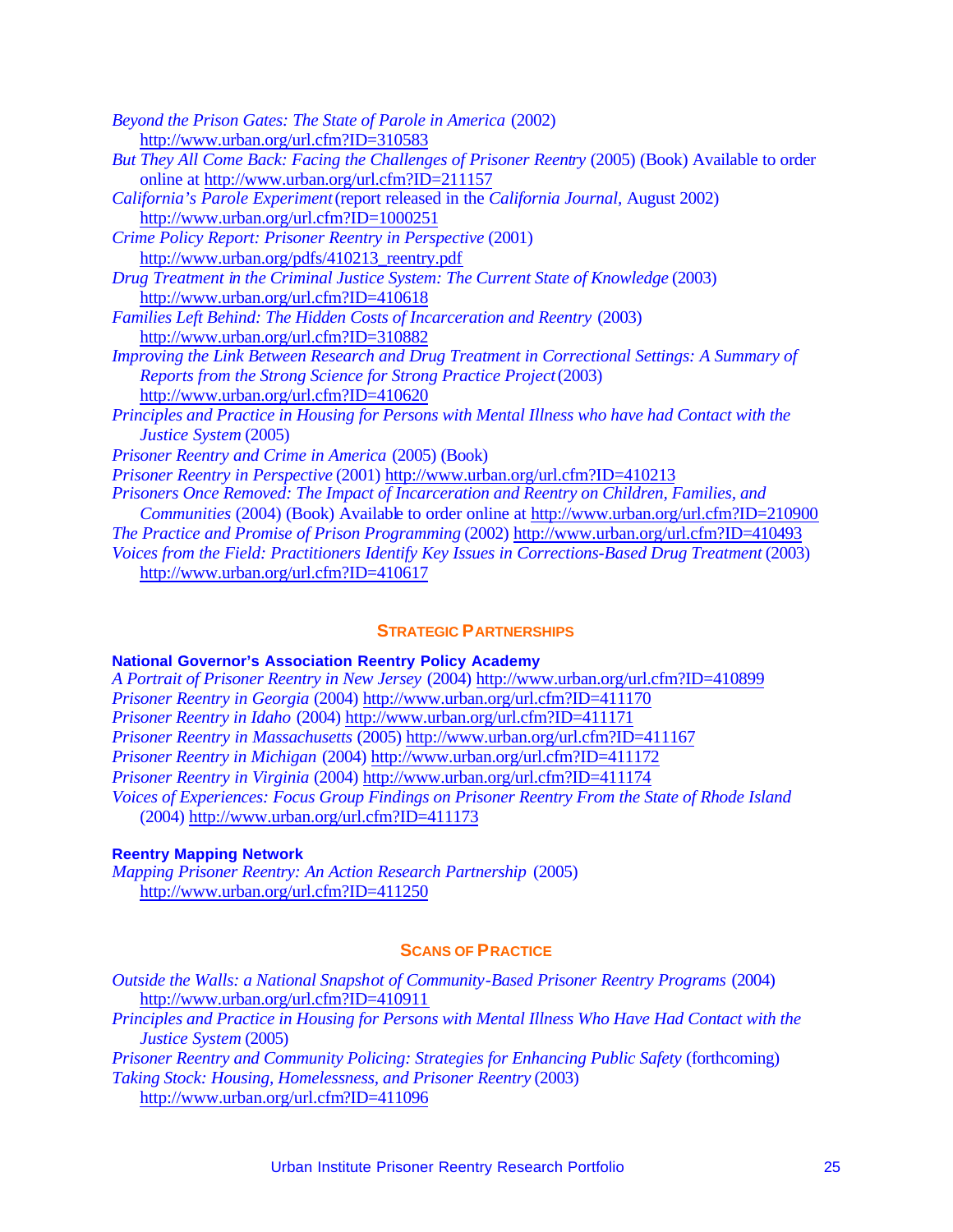*Beyond the Prison Gates: The State of Parole in America* (2002)
http://www.urban.org/url.cfm?ID=310583

*But They All Come Back: Facing the Challenges of Prisoner Reentry* (2005) (Book) Available to order online at http://www.urban.org/url.cfm?ID=211157

*California's Parole Experiment* (report released in the *California Journal*, August 2002)
http://www.urban.org/url.cfm?ID=1000251

*Crime Policy Report: Prisoner Reentry in Perspective* (2001)
http://www.urban.org/pdfs/410213_reentry.pdf

*Drug Treatment in the Criminal Justice System: The Current State of Knowledge* (2003)
http://www.urban.org/url.cfm?ID=410618

*Families Left Behind: The Hidden Costs of Incarceration and Reentry* (2003)
http://www.urban.org/url.cfm?ID=310882

*Improving the Link Between Research and Drug Treatment in Correctional Settings: A Summary of Reports from the Strong Science for Strong Practice Project* (2003)
http://www.urban.org/url.cfm?ID=410620

*Principles and Practice in Housing for Persons with Mental Illness who have had Contact with the Justice System* (2005)

*Prisoner Reentry and Crime in America* (2005) (Book)

*Prisoner Reentry in Perspective* (2001) http://www.urban.org/url.cfm?ID=410213

*Prisoners Once Removed: The Impact of Incarceration and Reentry on Children, Families, and Communities* (2004) (Book) Available to order online at http://www.urban.org/url.cfm?ID=210900

*The Practice and Promise of Prison Programming* (2002) http://www.urban.org/url.cfm?ID=410493

*Voices from the Field: Practitioners Identify Key Issues in Corrections-Based Drug Treatment* (2003)
http://www.urban.org/url.cfm?ID=410617

## Strategic Partnerships

**National Governor's Association Reentry Policy Academy**

*A Portrait of Prisoner Reentry in New Jersey* (2004) http://www.urban.org/url.cfm?ID=410899

*Prisoner Reentry in Georgia* (2004) http://www.urban.org/url.cfm?ID=411170

*Prisoner Reentry in Idaho* (2004) http://www.urban.org/url.cfm?ID=411171

*Prisoner Reentry in Massachusetts* (2005) http://www.urban.org/url.cfm?ID=411167

*Prisoner Reentry in Michigan* (2004) http://www.urban.org/url.cfm?ID=411172

*Prisoner Reentry in Virginia* (2004) http://www.urban.org/url.cfm?ID=411174

*Voices of Experiences: Focus Group Findings on Prisoner Reentry From the State of Rhode Island* (2004) http://www.urban.org/url.cfm?ID=411173

**Reentry Mapping Network**

*Mapping Prisoner Reentry: An Action Research Partnership* (2005)
http://www.urban.org/url.cfm?ID=411250

## Scans of Practice

*Outside the Walls: a National Snapshot of Community-Based Prisoner Reentry Programs* (2004)
http://www.urban.org/url.cfm?ID=410911

*Principles and Practice in Housing for Persons with Mental Illness Who Have Had Contact with the Justice System* (2005)

*Prisoner Reentry and Community Policing: Strategies for Enhancing Public Safety* (forthcoming)

*Taking Stock: Housing, Homelessness, and Prisoner Reentry* (2003)
http://www.urban.org/url.cfm?ID=411096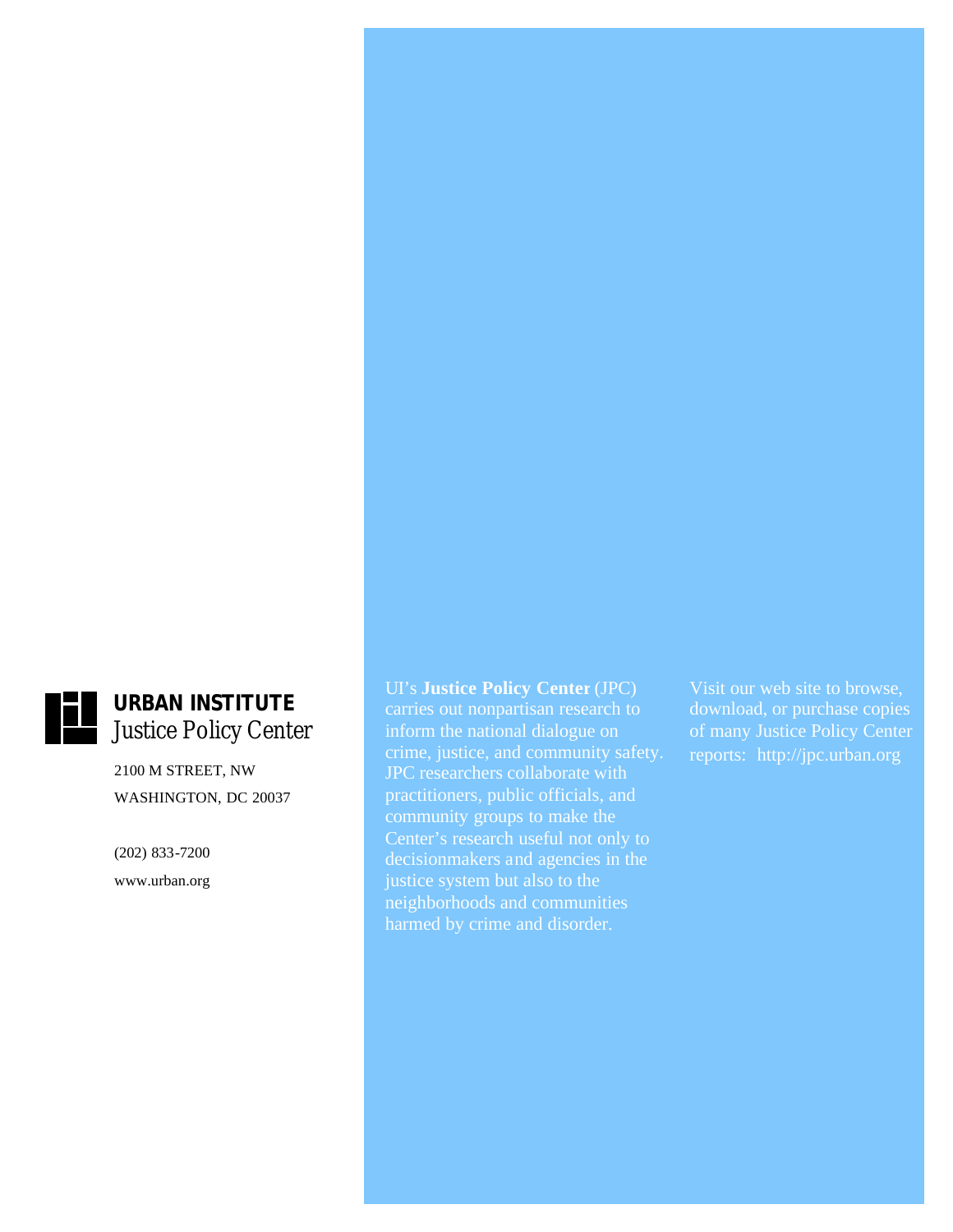**URBAN INSTITUTE**
Justice Policy Center

2100 M STREET, NW
WASHINGTON, DC 20037

(202) 833-7200
www.urban.org

UI's **Justice Policy Center** (JPC) carries out nonpartisan research to inform the national dialogue on crime, justice, and community safety. JPC researchers collaborate with practitioners, public officials, and community groups to make the Center's research useful not only to decisionmakers and agencies in the justice system but also to the neighborhoods and communities harmed by crime and disorder.

Visit our web site to browse, download, or purchase copies of many Justice Policy Center reports: http://jpc.urban.org